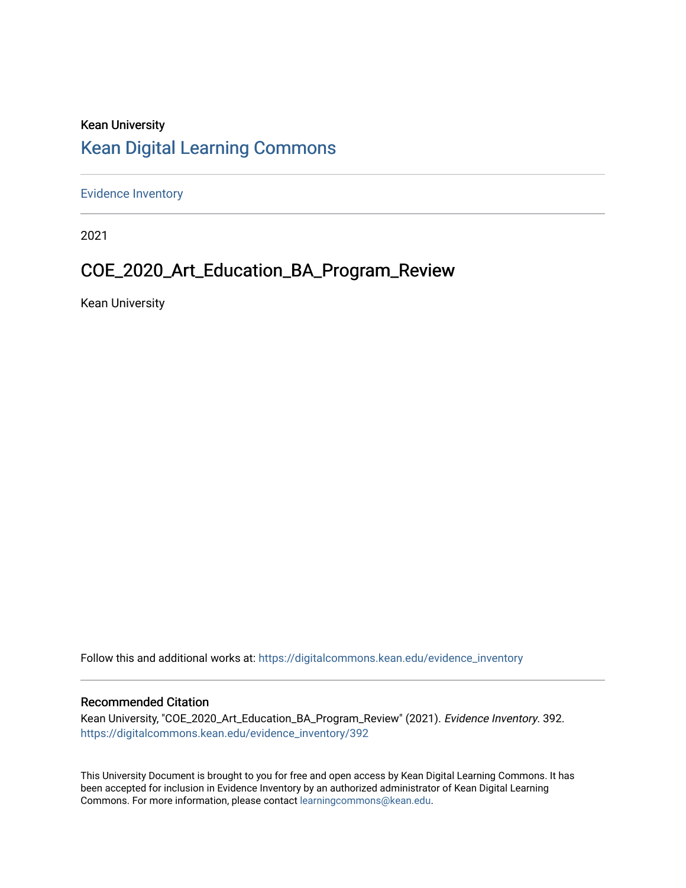Kean University

# Kean Digital Learning Commons

Evidence Inventory

2021

## COE_2020_Art_Education_BA_Program_Review

Kean University

Follow this and additional works at: https://digitalcommons.kean.edu/evidence_inventory

### Recommended Citation

Kean University, "COE_2020_Art_Education_BA_Program_Review" (2021). *Evidence Inventory*. 392.
https://digitalcommons.kean.edu/evidence_inventory/392

This University Document is brought to you for free and open access by Kean Digital Learning Commons. It has been accepted for inclusion in Evidence Inventory by an authorized administrator of Kean Digital Learning Commons. For more information, please contact learningcommons@kean.edu.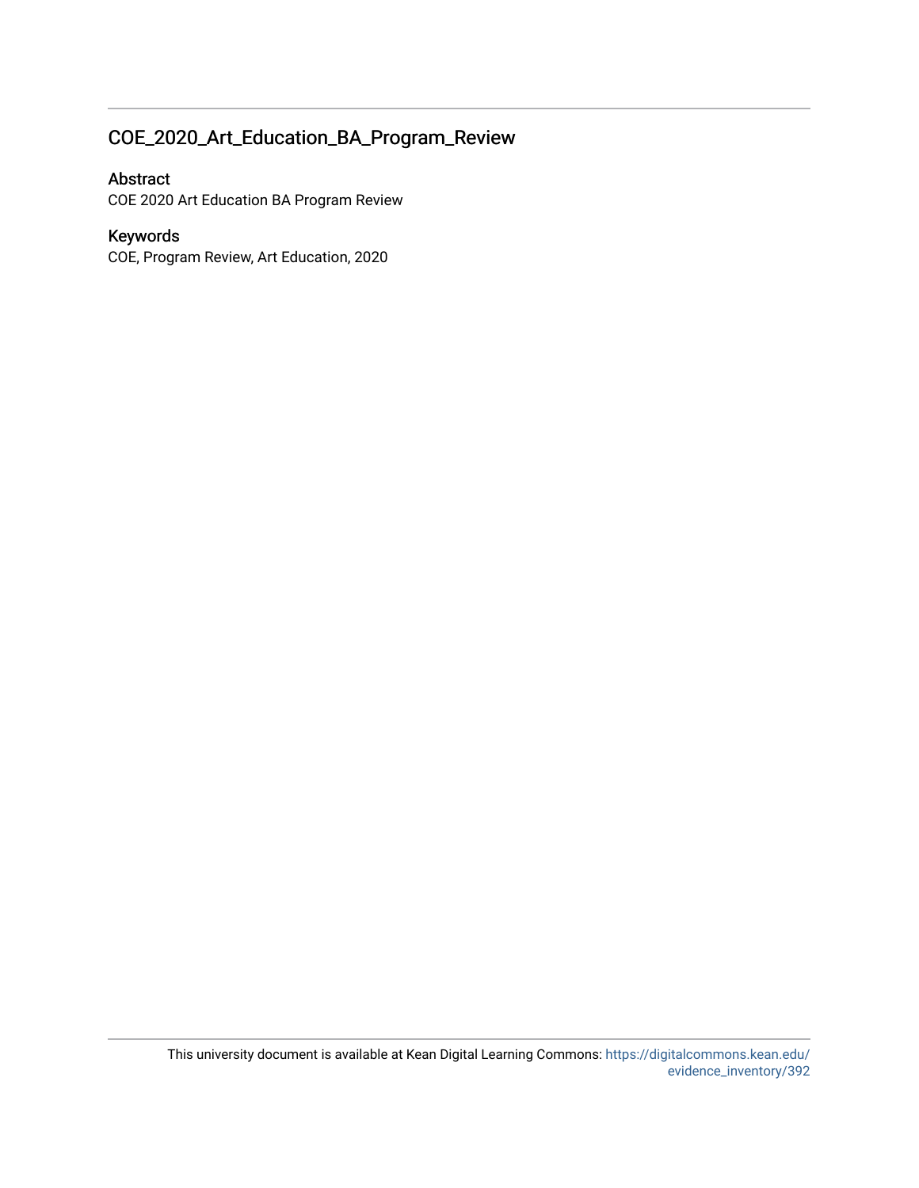## COE_2020_Art_Education_BA_Program_Review

### Abstract

COE 2020 Art Education BA Program Review

### Keywords

COE, Program Review, Art Education, 2020

This university document is available at Kean Digital Learning Commons: https://digitalcommons.kean.edu/evidence_inventory/392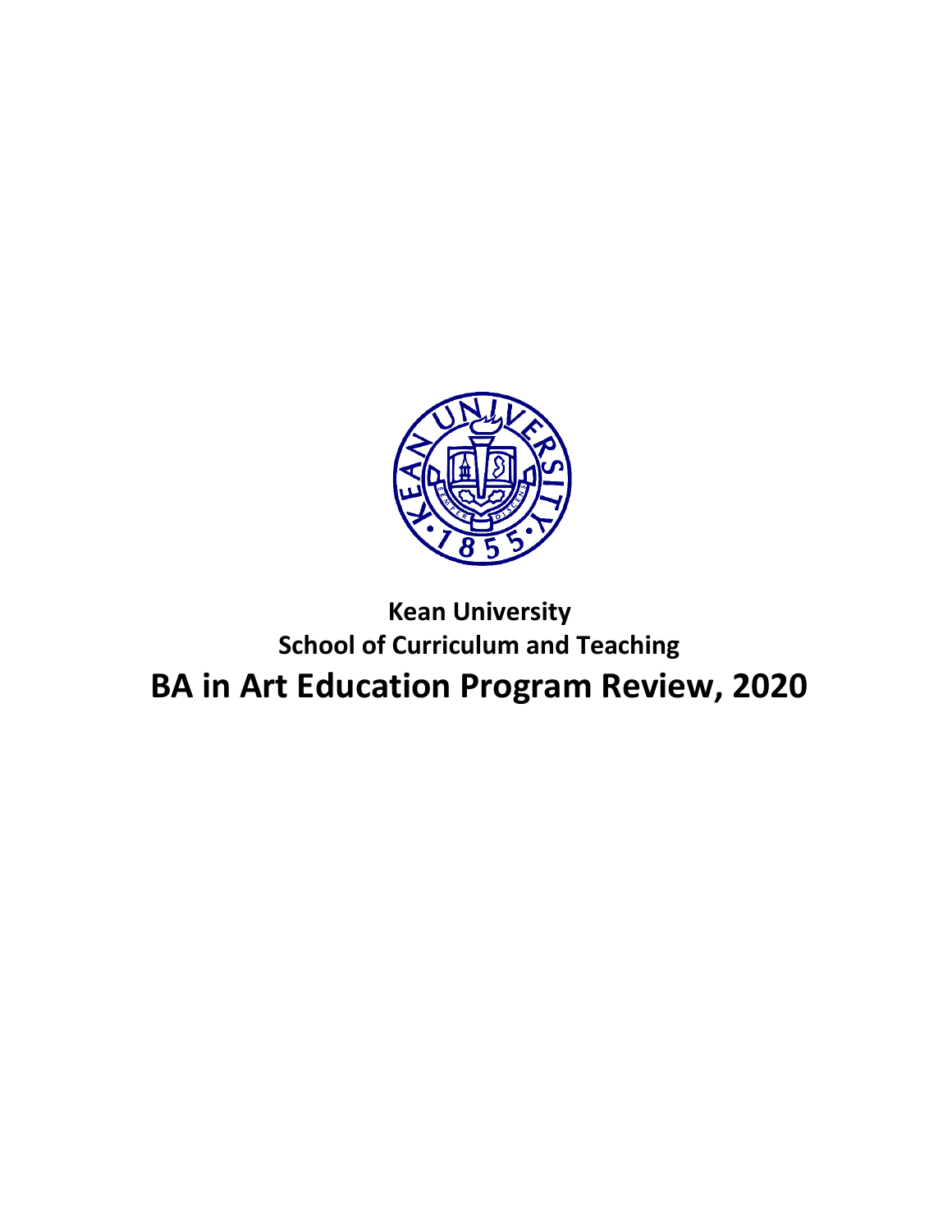**Kean University**

**School of Curriculum and Teaching**

# BA in Art Education Program Review, 2020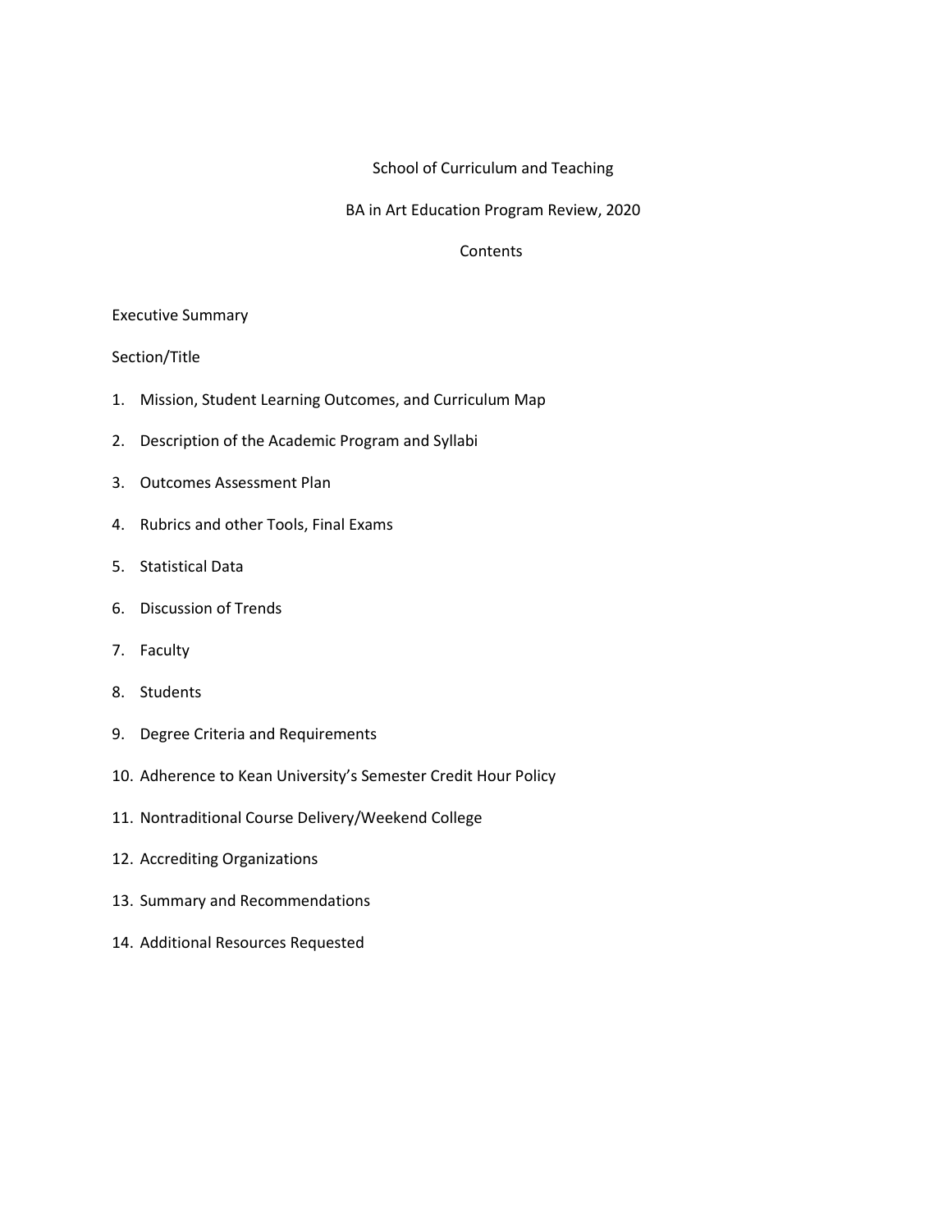# School of Curriculum and Teaching

## BA in Art Education Program Review, 2020

### Contents

Executive Summary

Section/Title

1. Mission, Student Learning Outcomes, and Curriculum Map
2. Description of the Academic Program and Syllabi
3. Outcomes Assessment Plan
4. Rubrics and other Tools, Final Exams
5. Statistical Data
6. Discussion of Trends
7. Faculty
8. Students
9. Degree Criteria and Requirements
10. Adherence to Kean University's Semester Credit Hour Policy
11. Nontraditional Course Delivery/Weekend College
12. Accrediting Organizations
13. Summary and Recommendations
14. Additional Resources Requested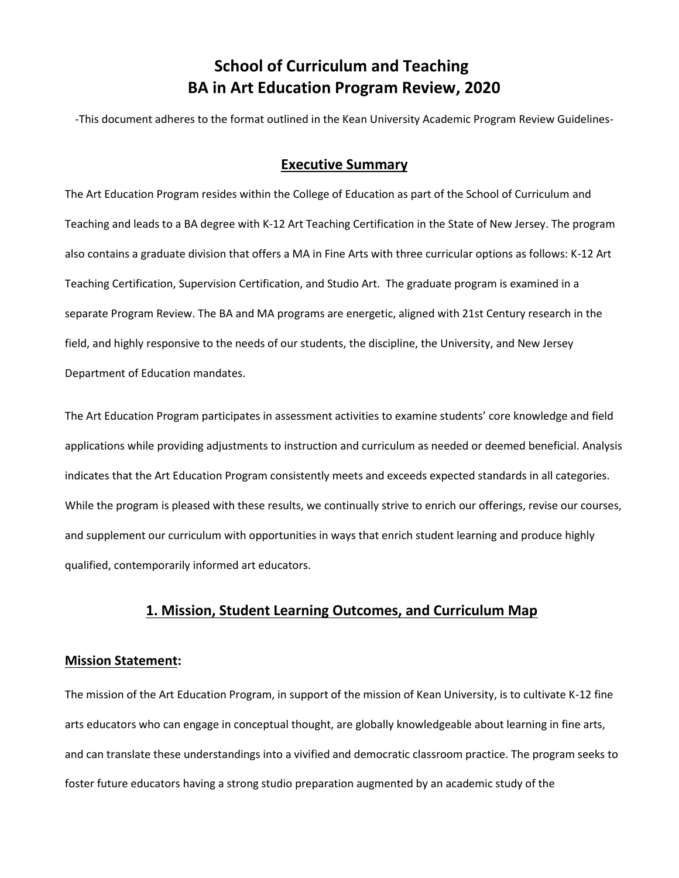# School of Curriculum and Teaching
# BA in Art Education Program Review, 2020

-This document adheres to the format outlined in the Kean University Academic Program Review Guidelines-

## Executive Summary

The Art Education Program resides within the College of Education as part of the School of Curriculum and Teaching and leads to a BA degree with K-12 Art Teaching Certification in the State of New Jersey. The program also contains a graduate division that offers a MA in Fine Arts with three curricular options as follows: K-12 Art Teaching Certification, Supervision Certification, and Studio Art. The graduate program is examined in a separate Program Review. The BA and MA programs are energetic, aligned with 21st Century research in the field, and highly responsive to the needs of our students, the discipline, the University, and New Jersey Department of Education mandates.

The Art Education Program participates in assessment activities to examine students' core knowledge and field applications while providing adjustments to instruction and curriculum as needed or deemed beneficial. Analysis indicates that the Art Education Program consistently meets and exceeds expected standards in all categories. While the program is pleased with these results, we continually strive to enrich our offerings, revise our courses, and supplement our curriculum with opportunities in ways that enrich student learning and produce highly qualified, contemporarily informed art educators.

## 1. Mission, Student Learning Outcomes, and Curriculum Map

### Mission Statement:

The mission of the Art Education Program, in support of the mission of Kean University, is to cultivate K-12 fine arts educators who can engage in conceptual thought, are globally knowledgeable about learning in fine arts, and can translate these understandings into a vivified and democratic classroom practice. The program seeks to foster future educators having a strong studio preparation augmented by an academic study of the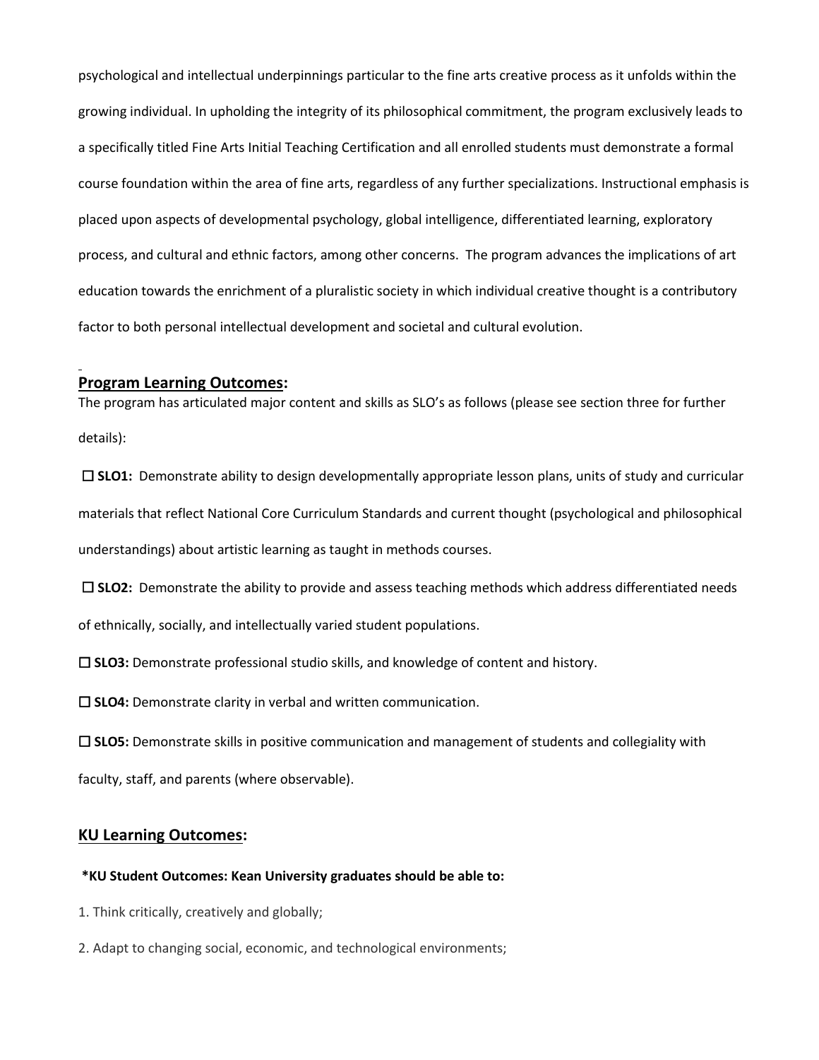psychological and intellectual underpinnings particular to the fine arts creative process as it unfolds within the growing individual. In upholding the integrity of its philosophical commitment, the program exclusively leads to a specifically titled Fine Arts Initial Teaching Certification and all enrolled students must demonstrate a formal course foundation within the area of fine arts, regardless of any further specializations. Instructional emphasis is placed upon aspects of developmental psychology, global intelligence, differentiated learning, exploratory process, and cultural and ethnic factors, among other concerns. The program advances the implications of art education towards the enrichment of a pluralistic society in which individual creative thought is a contributory factor to both personal intellectual development and societal and cultural evolution.

## Program Learning Outcomes:

The program has articulated major content and skills as SLO's as follows (please see section three for further details):

☐ **SLO1:** Demonstrate ability to design developmentally appropriate lesson plans, units of study and curricular materials that reflect National Core Curriculum Standards and current thought (psychological and philosophical understandings) about artistic learning as taught in methods courses.

☐ **SLO2:** Demonstrate the ability to provide and assess teaching methods which address differentiated needs of ethnically, socially, and intellectually varied student populations.

☐ **SLO3:** Demonstrate professional studio skills, and knowledge of content and history.

☐ **SLO4:** Demonstrate clarity in verbal and written communication.

☐ **SLO5:** Demonstrate skills in positive communication and management of students and collegiality with faculty, staff, and parents (where observable).

## KU Learning Outcomes:

**\*KU Student Outcomes: Kean University graduates should be able to:**

1. Think critically, creatively and globally;

2. Adapt to changing social, economic, and technological environments;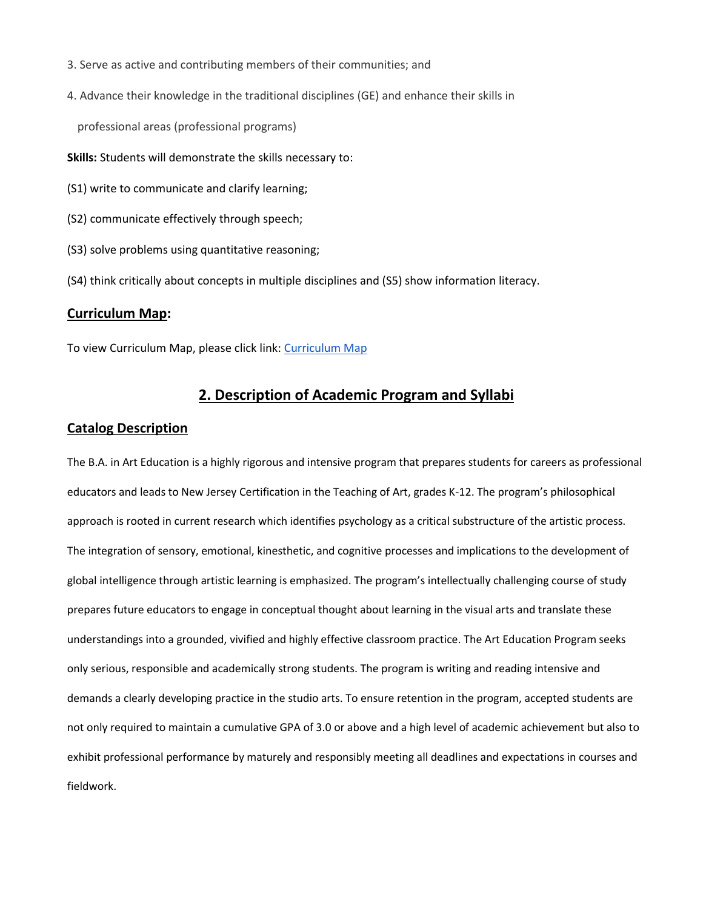3. Serve as active and contributing members of their communities; and

4. Advance their knowledge in the traditional disciplines (GE) and enhance their skills in professional areas (professional programs)

**Skills:** Students will demonstrate the skills necessary to:

(S1) write to communicate and clarify learning;

(S2) communicate effectively through speech;

(S3) solve problems using quantitative reasoning;

(S4) think critically about concepts in multiple disciplines and (S5) show information literacy.

## Curriculum Map:

To view Curriculum Map, please click link: [Curriculum Map]()

## 2. Description of Academic Program and Syllabi

### Catalog Description

The B.A. in Art Education is a highly rigorous and intensive program that prepares students for careers as professional educators and leads to New Jersey Certification in the Teaching of Art, grades K-12. The program's philosophical approach is rooted in current research which identifies psychology as a critical substructure of the artistic process. The integration of sensory, emotional, kinesthetic, and cognitive processes and implications to the development of global intelligence through artistic learning is emphasized. The program's intellectually challenging course of study prepares future educators to engage in conceptual thought about learning in the visual arts and translate these understandings into a grounded, vivified and highly effective classroom practice. The Art Education Program seeks only serious, responsible and academically strong students. The program is writing and reading intensive and demands a clearly developing practice in the studio arts. To ensure retention in the program, accepted students are not only required to maintain a cumulative GPA of 3.0 or above and a high level of academic achievement but also to exhibit professional performance by maturely and responsibly meeting all deadlines and expectations in courses and fieldwork.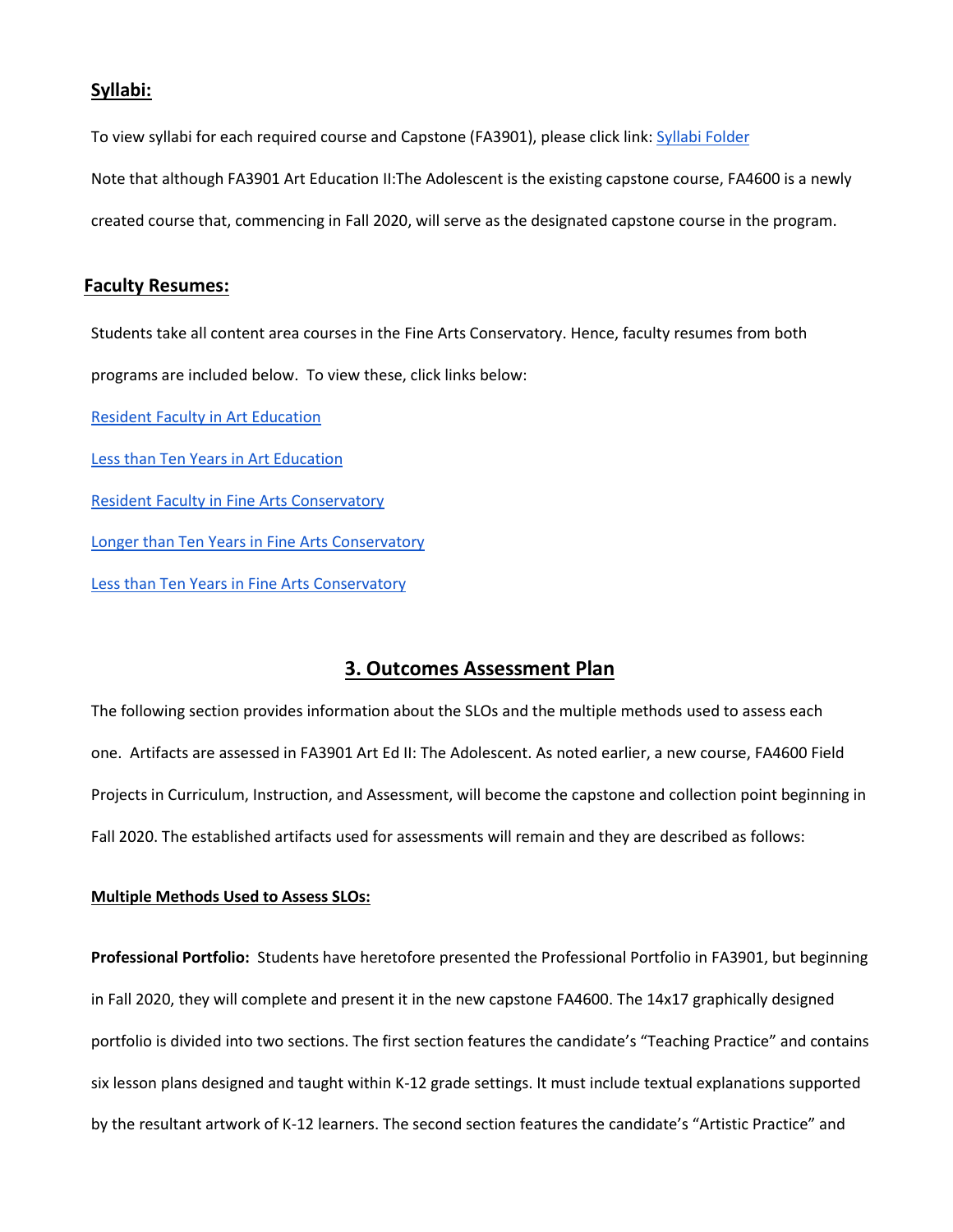## Syllabi:

To view syllabi for each required course and Capstone (FA3901), please click link: Syllabi Folder

Note that although FA3901 Art Education II:The Adolescent is the existing capstone course, FA4600 is a newly created course that, commencing in Fall 2020, will serve as the designated capstone course in the program.

## Faculty Resumes:

Students take all content area courses in the Fine Arts Conservatory. Hence, faculty resumes from both programs are included below. To view these, click links below:

Resident Faculty in Art Education

Less than Ten Years in Art Education

Resident Faculty in Fine Arts Conservatory

Longer than Ten Years in Fine Arts Conservatory

Less than Ten Years in Fine Arts Conservatory

# 3. Outcomes Assessment Plan

The following section provides information about the SLOs and the multiple methods used to assess each one. Artifacts are assessed in FA3901 Art Ed II: The Adolescent. As noted earlier, a new course, FA4600 Field Projects in Curriculum, Instruction, and Assessment, will become the capstone and collection point beginning in Fall 2020. The established artifacts used for assessments will remain and they are described as follows:

### Multiple Methods Used to Assess SLOs:

**Professional Portfolio:** Students have heretofore presented the Professional Portfolio in FA3901, but beginning in Fall 2020, they will complete and present it in the new capstone FA4600. The 14x17 graphically designed portfolio is divided into two sections. The first section features the candidate's "Teaching Practice" and contains six lesson plans designed and taught within K-12 grade settings. It must include textual explanations supported by the resultant artwork of K-12 learners. The second section features the candidate's "Artistic Practice" and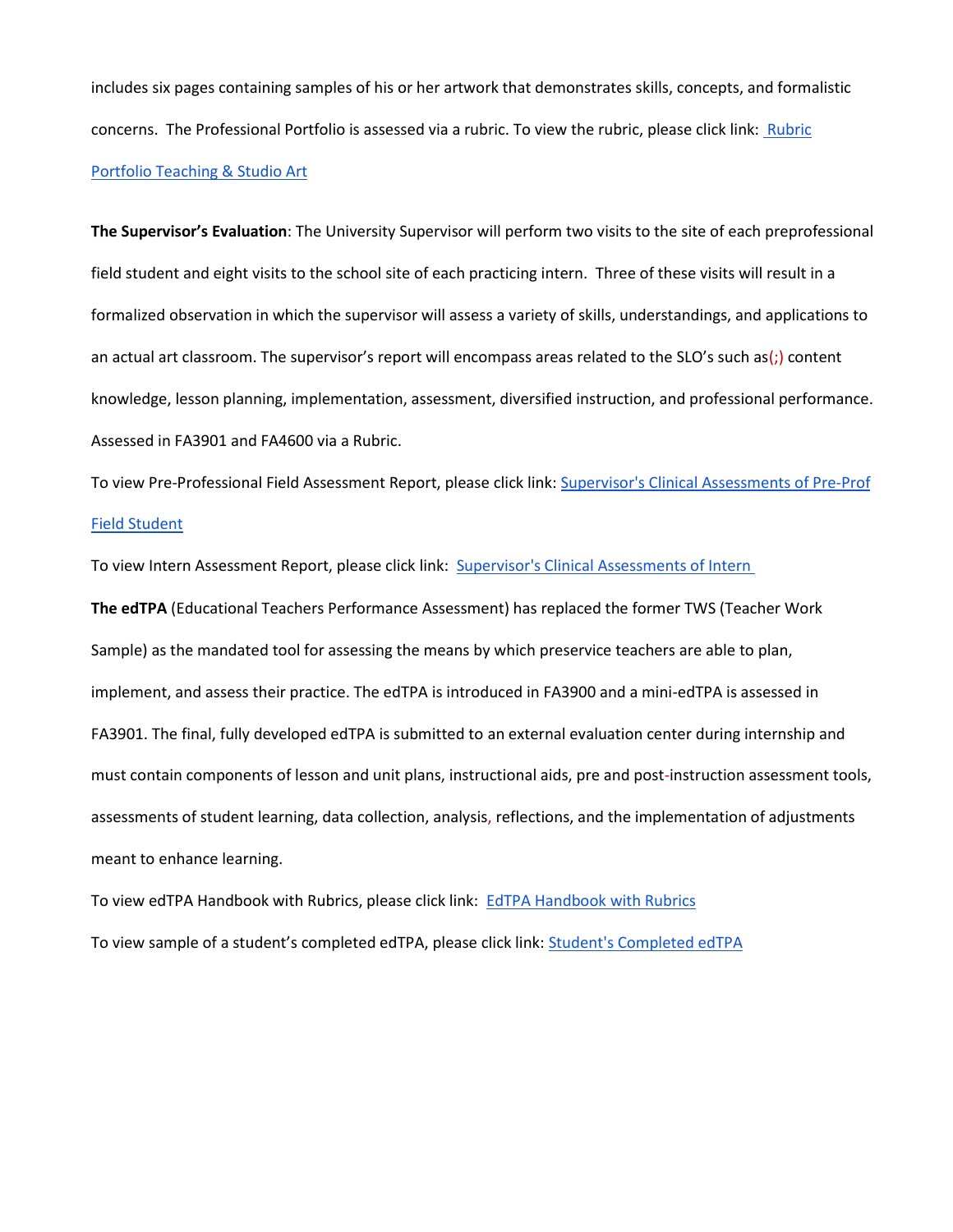includes six pages containing samples of his or her artwork that demonstrates skills, concepts, and formalistic concerns. The Professional Portfolio is assessed via a rubric. To view the rubric, please click link: [Rubric Portfolio Teaching & Studio Art]()

**The Supervisor's Evaluation**: The University Supervisor will perform two visits to the site of each preprofessional field student and eight visits to the school site of each practicing intern. Three of these visits will result in a formalized observation in which the supervisor will assess a variety of skills, understandings, and applications to an actual art classroom. The supervisor's report will encompass areas related to the SLO's such as(;) content knowledge, lesson planning, implementation, assessment, diversified instruction, and professional performance. Assessed in FA3901 and FA4600 via a Rubric.

To view Pre-Professional Field Assessment Report, please click link: [Supervisor's Clinical Assessments of Pre-Prof Field Student]()

To view Intern Assessment Report, please click link: [Supervisor's Clinical Assessments of Intern]()

**The edTPA** (Educational Teachers Performance Assessment) has replaced the former TWS (Teacher Work Sample) as the mandated tool for assessing the means by which preservice teachers are able to plan, implement, and assess their practice. The edTPA is introduced in FA3900 and a mini-edTPA is assessed in FA3901. The final, fully developed edTPA is submitted to an external evaluation center during internship and must contain components of lesson and unit plans, instructional aids, pre and post-instruction assessment tools, assessments of student learning, data collection, analysis, reflections, and the implementation of adjustments meant to enhance learning.

To view edTPA Handbook with Rubrics, please click link: [EdTPA Handbook with Rubrics]()

To view sample of a student's completed edTPA, please click link: [Student's Completed edTPA]()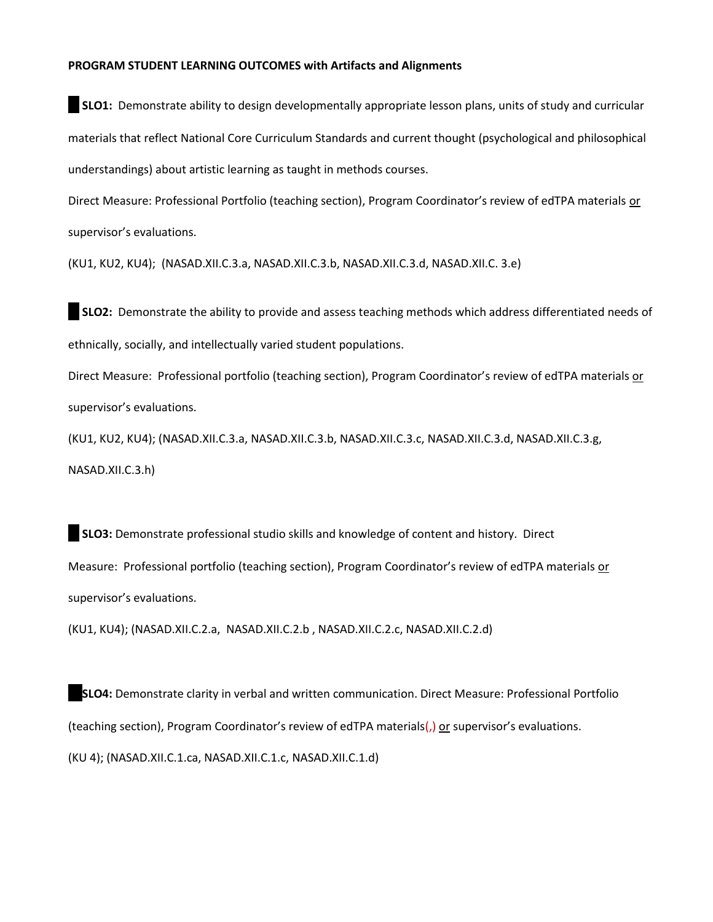**PROGRAM STUDENT LEARNING OUTCOMES with Artifacts and Alignments**

**SLO1:** Demonstrate ability to design developmentally appropriate lesson plans, units of study and curricular materials that reflect National Core Curriculum Standards and current thought (psychological and philosophical understandings) about artistic learning as taught in methods courses.

Direct Measure: Professional Portfolio (teaching section), Program Coordinator's review of edTPA materials or supervisor's evaluations.

(KU1, KU2, KU4); (NASAD.XII.C.3.a, NASAD.XII.C.3.b, NASAD.XII.C.3.d, NASAD.XII.C. 3.e)

**SLO2:** Demonstrate the ability to provide and assess teaching methods which address differentiated needs of ethnically, socially, and intellectually varied student populations.

Direct Measure: Professional portfolio (teaching section), Program Coordinator's review of edTPA materials or supervisor's evaluations.

(KU1, KU2, KU4); (NASAD.XII.C.3.a, NASAD.XII.C.3.b, NASAD.XII.C.3.c, NASAD.XII.C.3.d, NASAD.XII.C.3.g, NASAD.XII.C.3.h)

**SLO3:** Demonstrate professional studio skills and knowledge of content and history. Direct Measure: Professional portfolio (teaching section), Program Coordinator's review of edTPA materials or supervisor's evaluations.

(KU1, KU4); (NASAD.XII.C.2.a, NASAD.XII.C.2.b , NASAD.XII.C.2.c, NASAD.XII.C.2.d)

**SLO4:** Demonstrate clarity in verbal and written communication. Direct Measure: Professional Portfolio (teaching section), Program Coordinator's review of edTPA materials(,) or supervisor's evaluations.

(KU 4); (NASAD.XII.C.1.ca, NASAD.XII.C.1.c, NASAD.XII.C.1.d)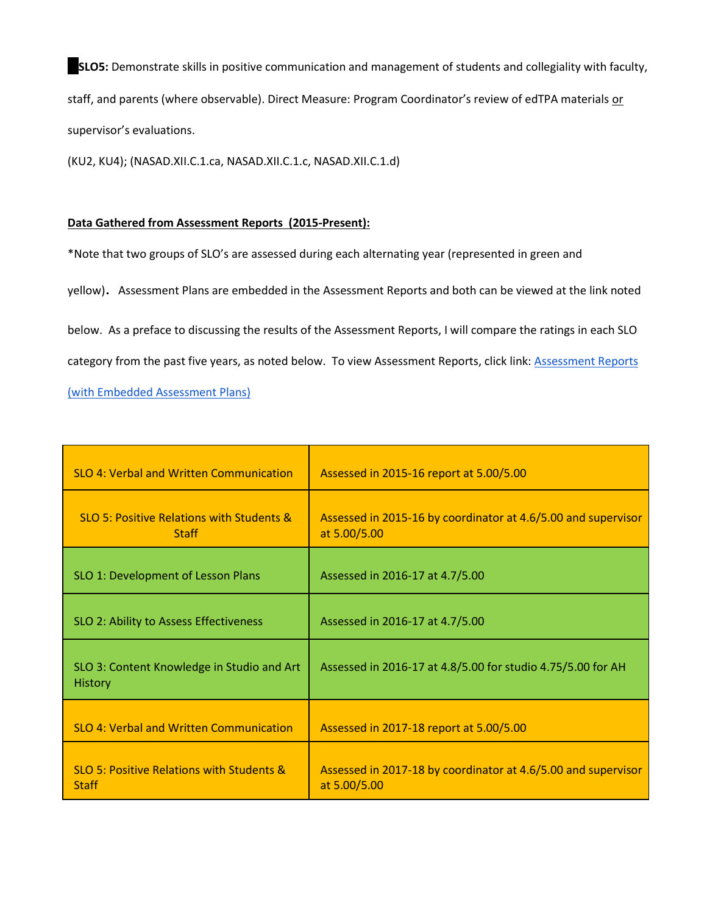**SLO5:** Demonstrate skills in positive communication and management of students and collegiality with faculty, staff, and parents (where observable). Direct Measure: Program Coordinator's review of edTPA materials or supervisor's evaluations.

(KU2, KU4); (NASAD.XII.C.1.ca, NASAD.XII.C.1.c, NASAD.XII.C.1.d)

**Data Gathered from Assessment Reports (2015-Present):**

*Note that two groups of SLO's are assessed during each alternating year (represented in green and yellow). Assessment Plans are embedded in the Assessment Reports and both can be viewed at the link noted below. As a preface to discussing the results of the Assessment Reports, I will compare the ratings in each SLO category from the past five years, as noted below. To view Assessment Reports, click link: [Assessment Reports (with Embedded Assessment Plans)]()

| SLO | Assessment |
|---|---|
| SLO 4: Verbal and Written Communication | Assessed in 2015-16 report at 5.00/5.00 |
| SLO 5: Positive Relations with Students & Staff | Assessed in 2015-16 by coordinator at 4.6/5.00 and supervisor at 5.00/5.00 |
| SLO 1: Development of Lesson Plans | Assessed in 2016-17 at 4.7/5.00 |
| SLO 2: Ability to Assess Effectiveness | Assessed in 2016-17 at 4.7/5.00 |
| SLO 3: Content Knowledge in Studio and Art History | Assessed in 2016-17 at 4.8/5.00 for studio 4.75/5.00 for AH |
| SLO 4: Verbal and Written Communication | Assessed in 2017-18 report at 5.00/5.00 |
| SLO 5: Positive Relations with Students & Staff | Assessed in 2017-18 by coordinator at 4.6/5.00 and supervisor at 5.00/5.00 |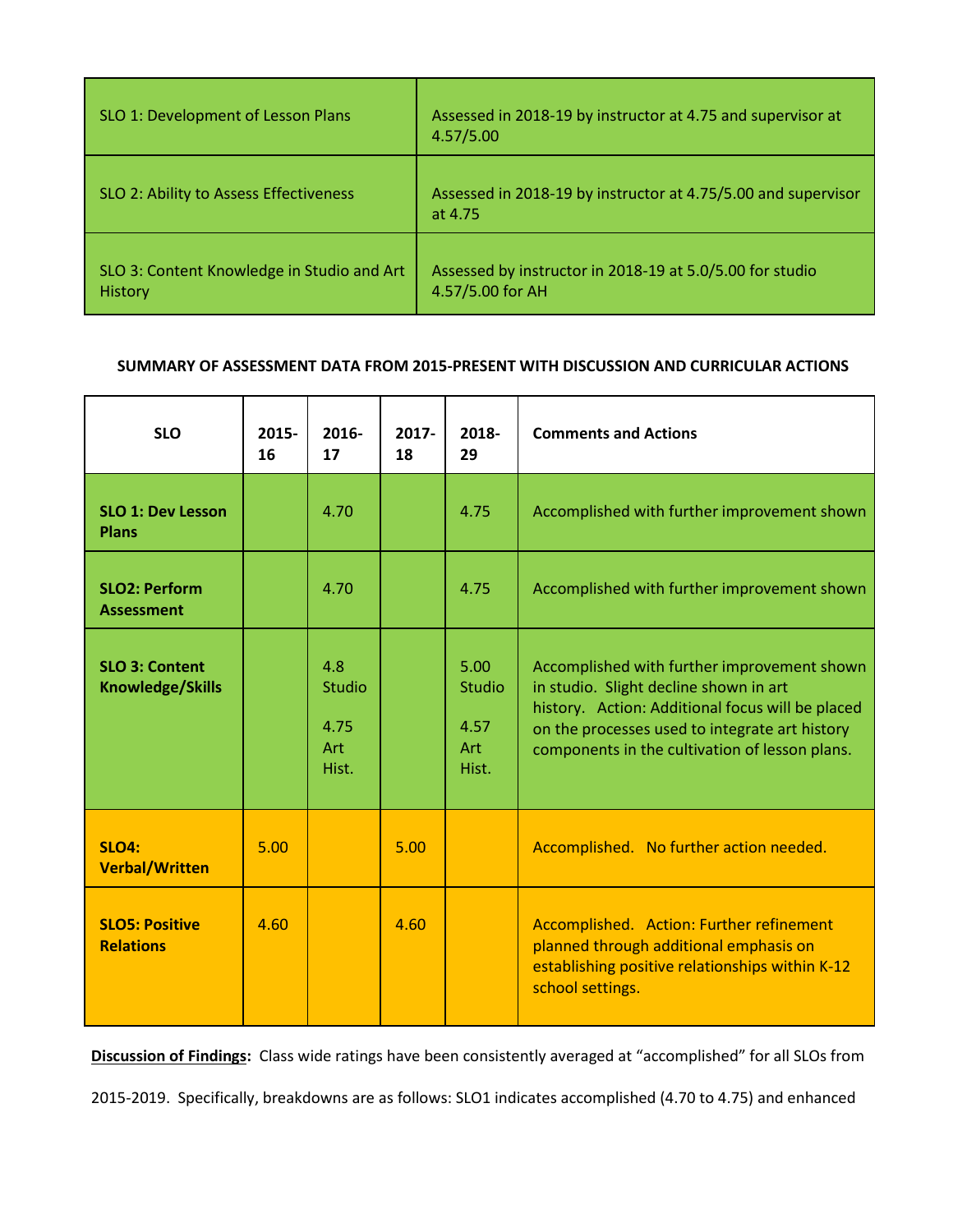| SLO 1: Development of Lesson Plans | Assessed in 2018-19 by instructor at 4.75 and supervisor at 4.57/5.00 |
|---|---|
| SLO 2: Ability to Assess Effectiveness | Assessed in 2018-19 by instructor at 4.75/5.00 and supervisor at 4.75 |
| SLO 3: Content Knowledge in Studio and Art History | Assessed by instructor in 2018-19 at 5.0/5.00 for studio 4.57/5.00 for AH |

**SUMMARY OF ASSESSMENT DATA FROM 2015-PRESENT WITH DISCUSSION AND CURRICULAR ACTIONS**

| SLO | 2015-16 | 2016-17 | 2017-18 | 2018-29 | Comments and Actions |
|---|---|---|---|---|---|
| **SLO 1: Dev Lesson Plans** | | 4.70 | | 4.75 | Accomplished with further improvement shown |
| **SLO2: Perform Assessment** | | 4.70 | | 4.75 | Accomplished with further improvement shown |
| **SLO 3: Content Knowledge/Skills** | | 4.8 Studio 4.75 Art Hist. | | 5.00 Studio 4.57 Art Hist. | Accomplished with further improvement shown in studio. Slight decline shown in art history. Action: Additional focus will be placed on the processes used to integrate art history components in the cultivation of lesson plans. |
| **SLO4: Verbal/Written** | 5.00 | | 5.00 | | Accomplished. No further action needed. |
| **SLO5: Positive Relations** | 4.60 | | 4.60 | | Accomplished. Action: Further refinement planned through additional emphasis on establishing positive relationships within K-12 school settings. |

**Discussion of Findings:** Class wide ratings have been consistently averaged at "accomplished" for all SLOs from 2015-2019. Specifically, breakdowns are as follows: SLO1 indicates accomplished (4.70 to 4.75) and enhanced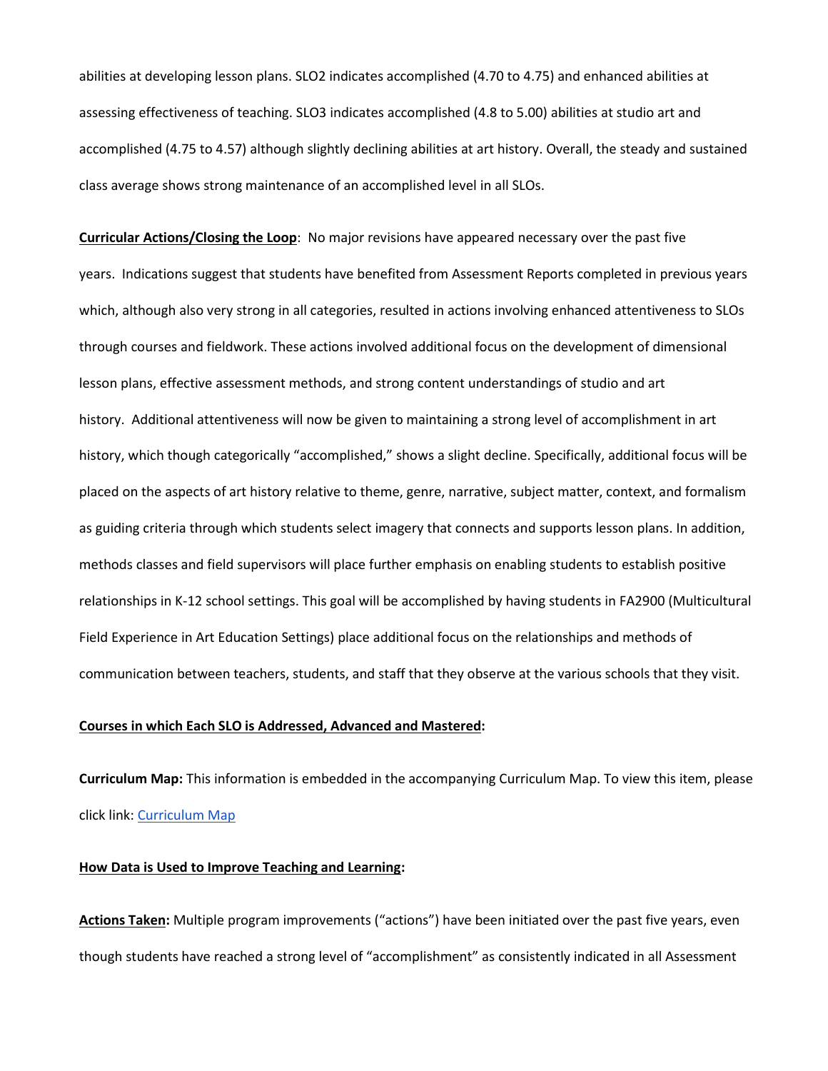abilities at developing lesson plans. SLO2 indicates accomplished (4.70 to 4.75) and enhanced abilities at assessing effectiveness of teaching. SLO3 indicates accomplished (4.8 to 5.00) abilities at studio art and accomplished (4.75 to 4.57) although slightly declining abilities at art history. Overall, the steady and sustained class average shows strong maintenance of an accomplished level in all SLOs.

**<u>Curricular Actions/Closing the Loop</u>**: No major revisions have appeared necessary over the past five years. Indications suggest that students have benefited from Assessment Reports completed in previous years which, although also very strong in all categories, resulted in actions involving enhanced attentiveness to SLOs through courses and fieldwork. These actions involved additional focus on the development of dimensional lesson plans, effective assessment methods, and strong content understandings of studio and art history. Additional attentiveness will now be given to maintaining a strong level of accomplishment in art history, which though categorically "accomplished," shows a slight decline. Specifically, additional focus will be placed on the aspects of art history relative to theme, genre, narrative, subject matter, context, and formalism as guiding criteria through which students select imagery that connects and supports lesson plans. In addition, methods classes and field supervisors will place further emphasis on enabling students to establish positive relationships in K-12 school settings. This goal will be accomplished by having students in FA2900 (Multicultural Field Experience in Art Education Settings) place additional focus on the relationships and methods of communication between teachers, students, and staff that they observe at the various schools that they visit.

**<u>Courses in which Each SLO is Addressed, Advanced and Mastered</u>:**

**Curriculum Map:** This information is embedded in the accompanying Curriculum Map. To view this item, please click link: Curriculum Map

**<u>How Data is Used to Improve Teaching and Learning</u>:**

**<u>Actions Taken</u>:** Multiple program improvements ("actions") have been initiated over the past five years, even though students have reached a strong level of "accomplishment" as consistently indicated in all Assessment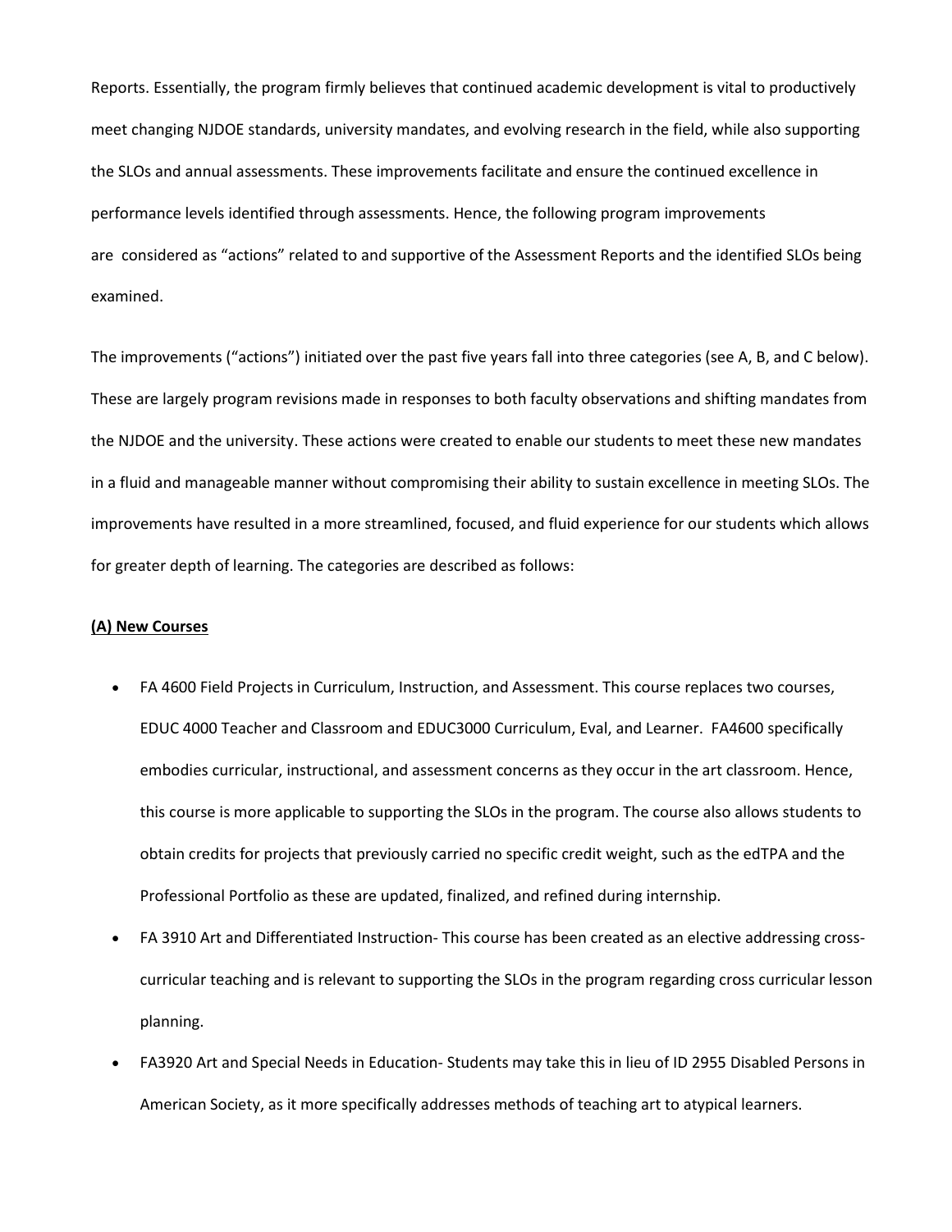Reports. Essentially, the program firmly believes that continued academic development is vital to productively meet changing NJDOE standards, university mandates, and evolving research in the field, while also supporting the SLOs and annual assessments. These improvements facilitate and ensure the continued excellence in performance levels identified through assessments. Hence, the following program improvements are considered as "actions" related to and supportive of the Assessment Reports and the identified SLOs being examined.

The improvements ("actions") initiated over the past five years fall into three categories (see A, B, and C below). These are largely program revisions made in responses to both faculty observations and shifting mandates from the NJDOE and the university. These actions were created to enable our students to meet these new mandates in a fluid and manageable manner without compromising their ability to sustain excellence in meeting SLOs. The improvements have resulted in a more streamlined, focused, and fluid experience for our students which allows for greater depth of learning. The categories are described as follows:

**(A) New Courses**

- FA 4600 Field Projects in Curriculum, Instruction, and Assessment. This course replaces two courses, EDUC 4000 Teacher and Classroom and EDUC3000 Curriculum, Eval, and Learner. FA4600 specifically embodies curricular, instructional, and assessment concerns as they occur in the art classroom. Hence, this course is more applicable to supporting the SLOs in the program. The course also allows students to obtain credits for projects that previously carried no specific credit weight, such as the edTPA and the Professional Portfolio as these are updated, finalized, and refined during internship.
- FA 3910 Art and Differentiated Instruction- This course has been created as an elective addressing cross-curricular teaching and is relevant to supporting the SLOs in the program regarding cross curricular lesson planning.
- FA3920 Art and Special Needs in Education- Students may take this in lieu of ID 2955 Disabled Persons in American Society, as it more specifically addresses methods of teaching art to atypical learners.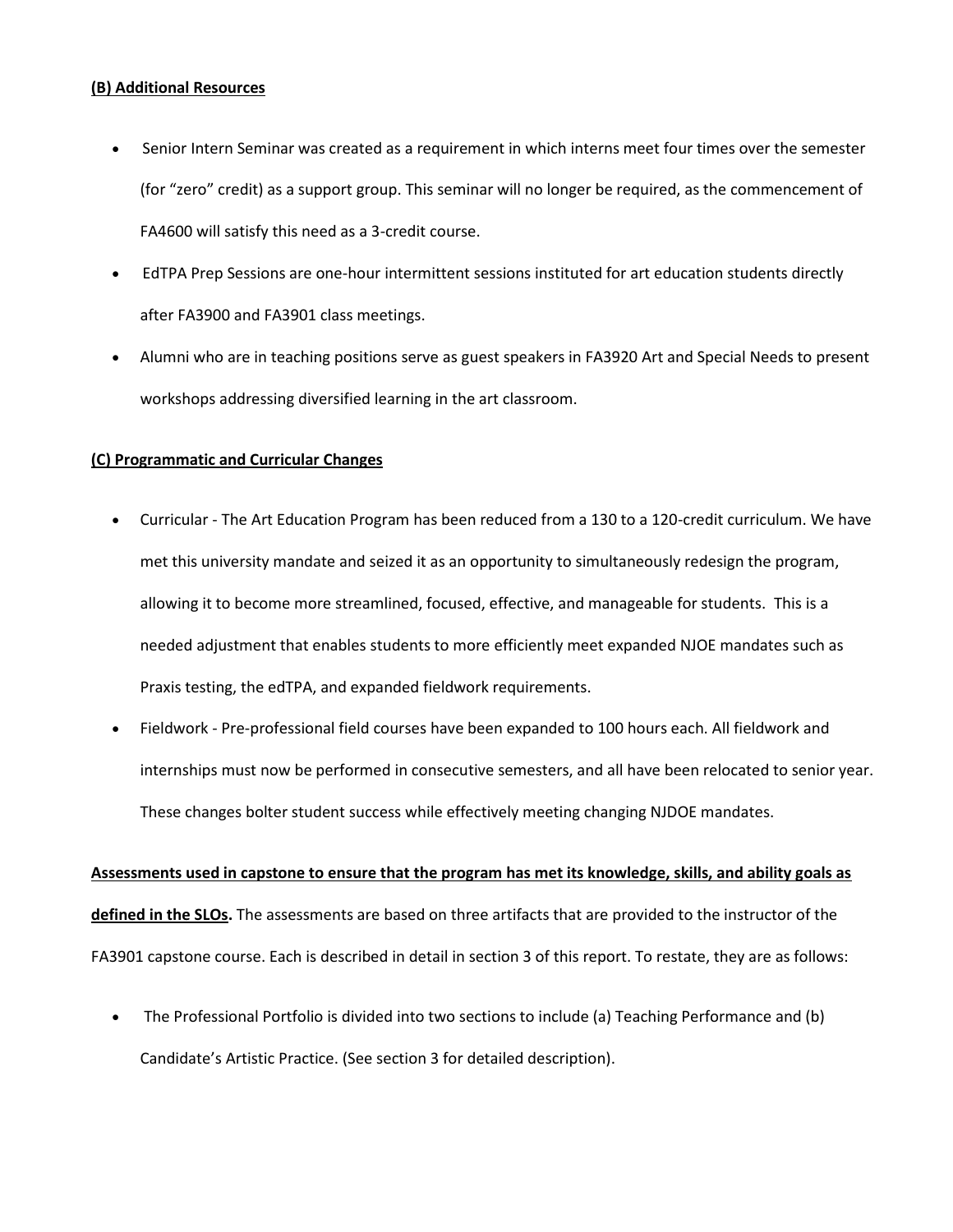**(B) Additional Resources**

- Senior Intern Seminar was created as a requirement in which interns meet four times over the semester (for "zero" credit) as a support group. This seminar will no longer be required, as the commencement of FA4600 will satisfy this need as a 3-credit course.
- EdTPA Prep Sessions are one-hour intermittent sessions instituted for art education students directly after FA3900 and FA3901 class meetings.
- Alumni who are in teaching positions serve as guest speakers in FA3920 Art and Special Needs to present workshops addressing diversified learning in the art classroom.

**(C) Programmatic and Curricular Changes**

- Curricular - The Art Education Program has been reduced from a 130 to a 120-credit curriculum. We have met this university mandate and seized it as an opportunity to simultaneously redesign the program, allowing it to become more streamlined, focused, effective, and manageable for students. This is a needed adjustment that enables students to more efficiently meet expanded NJOE mandates such as Praxis testing, the edTPA, and expanded fieldwork requirements.
- Fieldwork - Pre-professional field courses have been expanded to 100 hours each. All fieldwork and internships must now be performed in consecutive semesters, and all have been relocated to senior year. These changes bolter student success while effectively meeting changing NJDOE mandates.

**Assessments used in capstone to ensure that the program has met its knowledge, skills, and ability goals as defined in the SLOs.** The assessments are based on three artifacts that are provided to the instructor of the FA3901 capstone course. Each is described in detail in section 3 of this report. To restate, they are as follows:

- The Professional Portfolio is divided into two sections to include (a) Teaching Performance and (b) Candidate's Artistic Practice. (See section 3 for detailed description).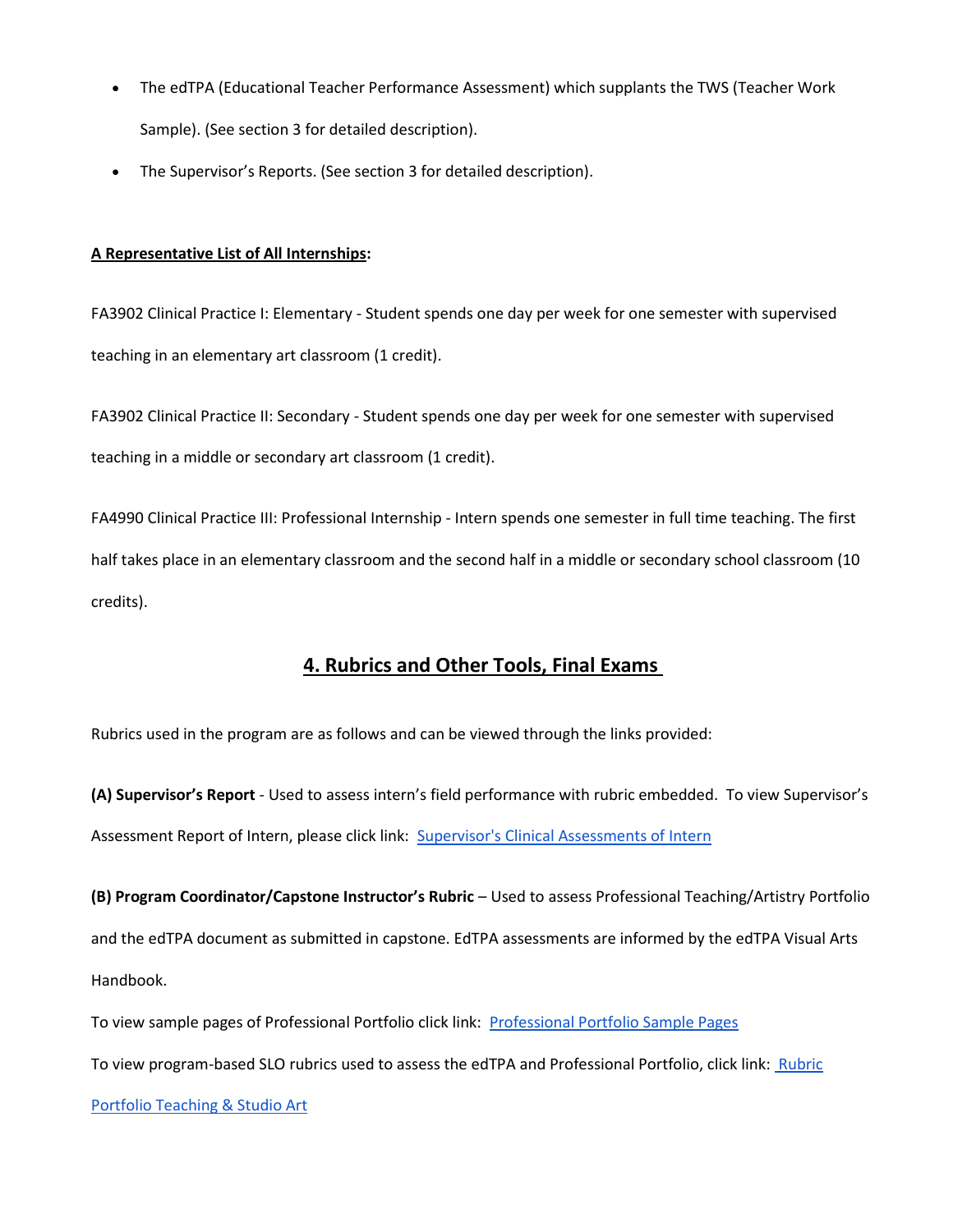- The edTPA (Educational Teacher Performance Assessment) which supplants the TWS (Teacher Work Sample). (See section 3 for detailed description).
- The Supervisor's Reports. (See section 3 for detailed description).

**A Representative List of All Internships:**

FA3902 Clinical Practice I: Elementary - Student spends one day per week for one semester with supervised teaching in an elementary art classroom (1 credit).

FA3902 Clinical Practice II: Secondary - Student spends one day per week for one semester with supervised teaching in a middle or secondary art classroom (1 credit).

FA4990 Clinical Practice III: Professional Internship - Intern spends one semester in full time teaching. The first half takes place in an elementary classroom and the second half in a middle or secondary school classroom (10 credits).

## 4. Rubrics and Other Tools, Final Exams

Rubrics used in the program are as follows and can be viewed through the links provided:

**(A) Supervisor's Report** - Used to assess intern's field performance with rubric embedded. To view Supervisor's Assessment Report of Intern, please click link: Supervisor's Clinical Assessments of Intern

**(B) Program Coordinator/Capstone Instructor's Rubric** – Used to assess Professional Teaching/Artistry Portfolio and the edTPA document as submitted in capstone. EdTPA assessments are informed by the edTPA Visual Arts Handbook.

To view sample pages of Professional Portfolio click link: Professional Portfolio Sample Pages

To view program-based SLO rubrics used to assess the edTPA and Professional Portfolio, click link: Rubric Portfolio Teaching & Studio Art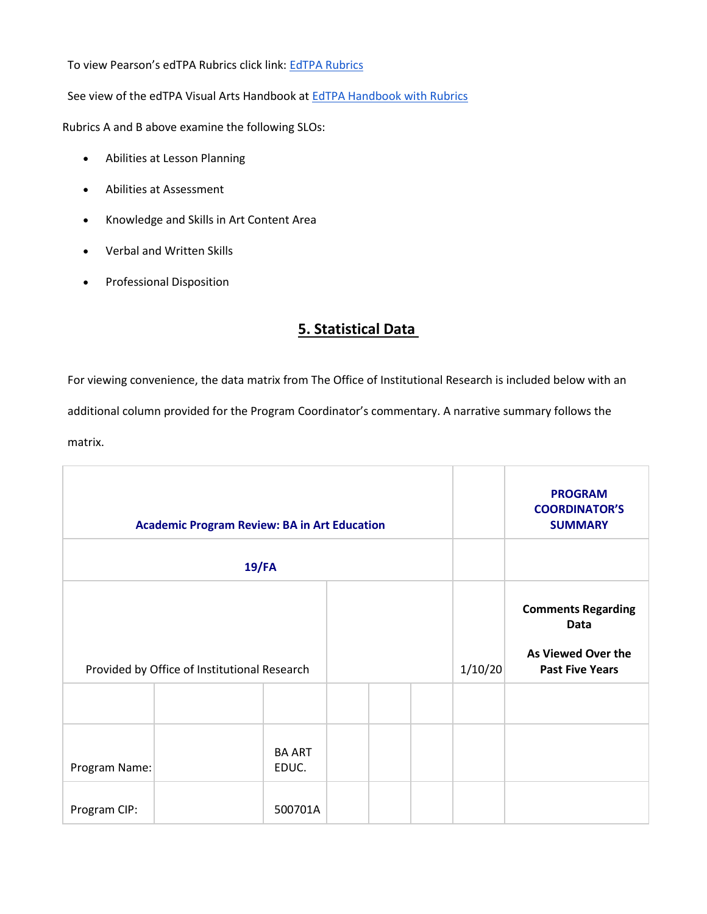To view Pearson's edTPA Rubrics click link: [EdTPA Rubrics]()

See view of the edTPA Visual Arts Handbook at [EdTPA Handbook with Rubrics]()

Rubrics A and B above examine the following SLOs:

- Abilities at Lesson Planning
- Abilities at Assessment
- Knowledge and Skills in Art Content Area
- Verbal and Written Skills
- Professional Disposition

## 5. Statistical Data

For viewing convenience, the data matrix from The Office of Institutional Research is included below with an additional column provided for the Program Coordinator's commentary. A narrative summary follows the matrix.

| **Academic Program Review: BA in Art Education** | | | | | | | **PROGRAM COORDINATOR'S SUMMARY** |
|---|---|---|---|---|---|---|---|
| **19/FA** | | | | | | | |
| Provided by Office of Institutional Research | | | | | | 1/10/20 | **Comments Regarding Data**<br><br>**As Viewed Over the Past Five Years** |
| | | | | | | | |
| Program Name: | | BA ART EDUC. | | | | | |
| Program CIP: | | 500701A | | | | | |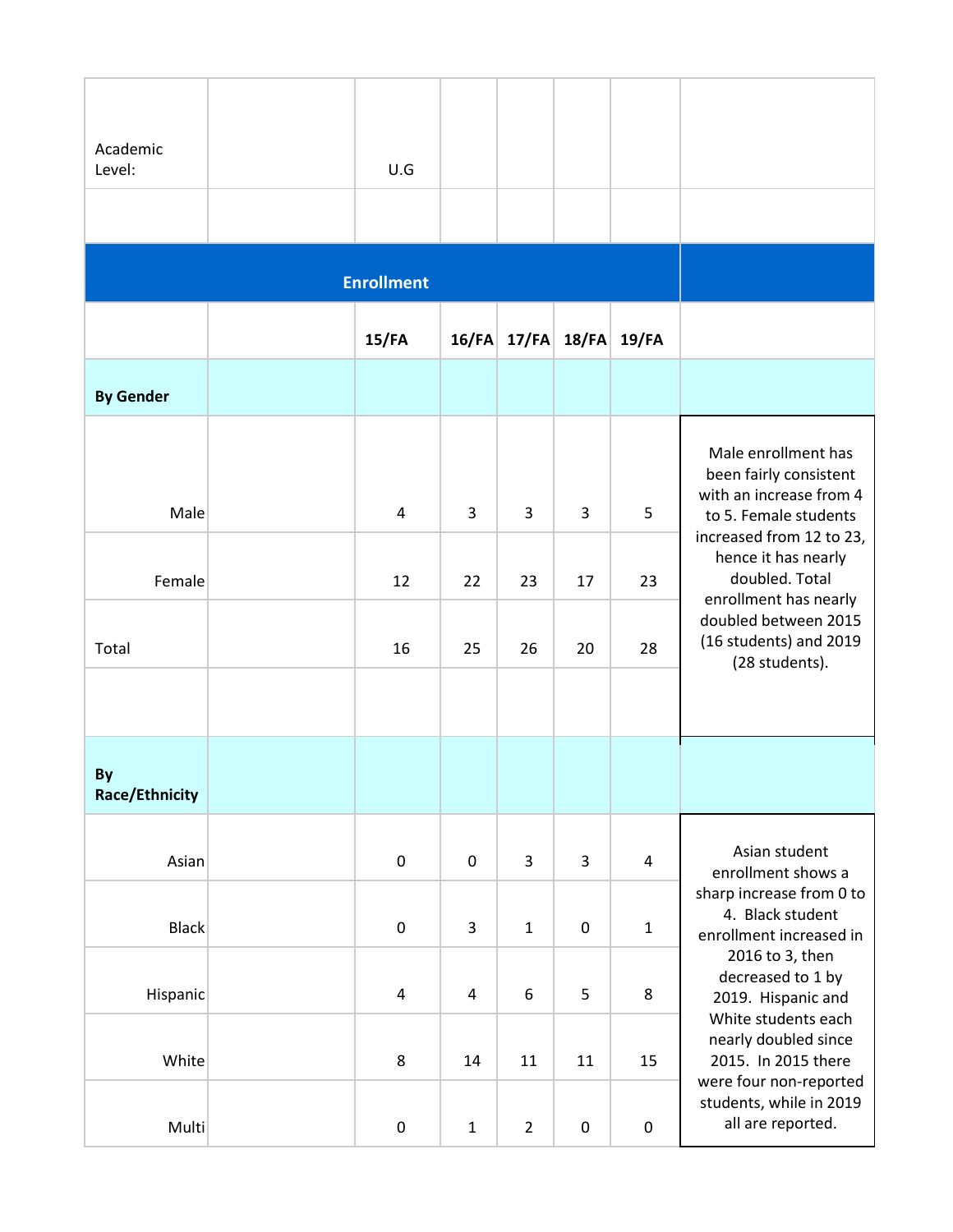| Academic Level: | | U.G | | | | | |
|---|---|---|---|---|---|---|---|
| | | | | | | | |
| **Enrollment** | | | | | | | |
| | | **15/FA** | **16/FA** | **17/FA** | **18/FA** | **19/FA** | |
| **By Gender** | | | | | | | |
| Male | | 4 | 3 | 3 | 3 | 5 | Male enrollment has been fairly consistent with an increase from 4 to 5. Female students increased from 12 to 23, hence it has nearly doubled. Total enrollment has nearly doubled between 2015 (16 students) and 2019 (28 students). |
| Female | | 12 | 22 | 23 | 17 | 23 | |
| Total | | 16 | 25 | 26 | 20 | 28 | |
| | | | | | | | |
| **By Race/Ethnicity** | | | | | | | |
| Asian | | 0 | 0 | 3 | 3 | 4 | Asian student enrollment shows a sharp increase from 0 to 4. Black student enrollment increased in 2016 to 3, then decreased to 1 by 2019. Hispanic and White students each nearly doubled since 2015. In 2015 there were four non-reported students, while in 2019 all are reported. |
| Black | | 0 | 3 | 1 | 0 | 1 | |
| Hispanic | | 4 | 4 | 6 | 5 | 8 | |
| White | | 8 | 14 | 11 | 11 | 15 | |
| Multi | | 0 | 1 | 2 | 0 | 0 | |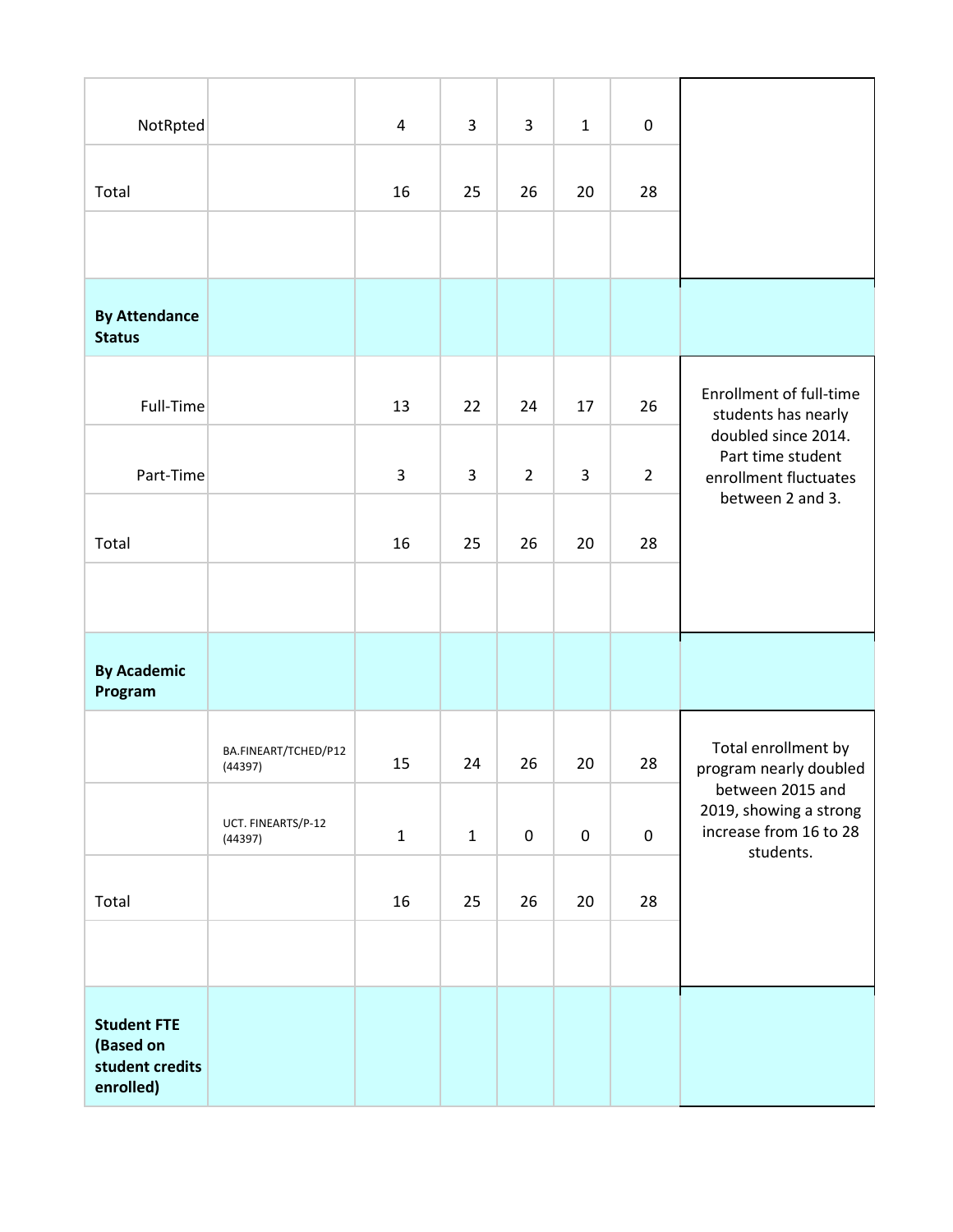| | | | | | | | |
|---|---|---|---|---|---|---|---|
| NotRpted | | 4 | 3 | 3 | 1 | 0 | |
| Total | | 16 | 25 | 26 | 20 | 28 | |
| | | | | | | | |
| **By Attendance Status** | | | | | | | |
| Full-Time | | 13 | 22 | 24 | 17 | 26 | Enrollment of full-time students has nearly doubled since 2014. Part time student enrollment fluctuates between 2 and 3. |
| Part-Time | | 3 | 3 | 2 | 3 | 2 | |
| Total | | 16 | 25 | 26 | 20 | 28 | |
| | | | | | | | |
| **By Academic Program** | | | | | | | |
| | BA.FINEART/TCHED/P12 (44397) | 15 | 24 | 26 | 20 | 28 | Total enrollment by program nearly doubled between 2015 and 2019, showing a strong increase from 16 to 28 students. |
| | UCT. FINEARTS/P-12 (44397) | 1 | 1 | 0 | 0 | 0 | |
| Total | | 16 | 25 | 26 | 20 | 28 | |
| | | | | | | | |
| **Student FTE (Based on student credits enrolled)** | | | | | | | |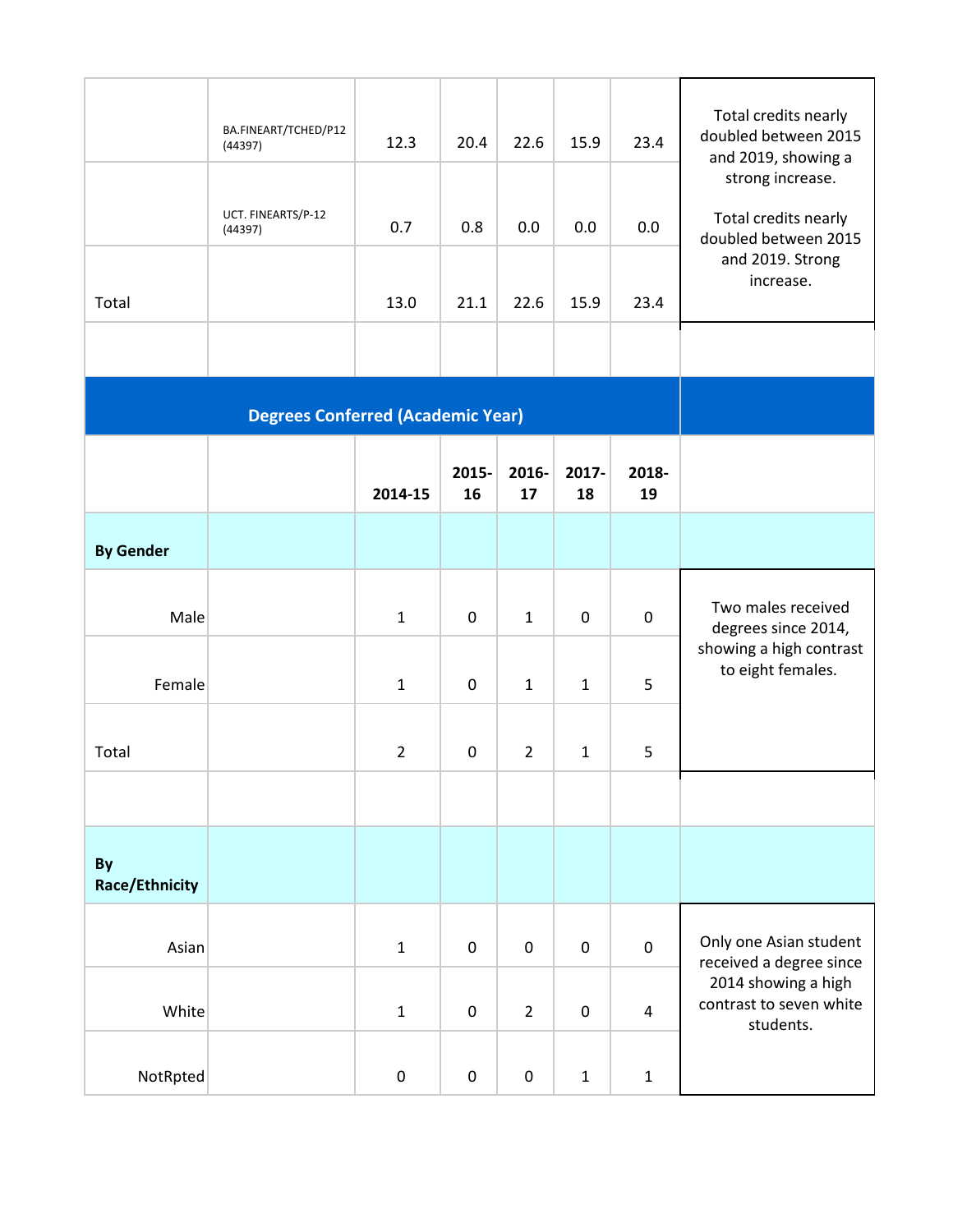| | | | | | | | |
|---|---|---|---|---|---|---|---|
| | BA.FINEART/TCHED/P12 (44397) | 12.3 | 20.4 | 22.6 | 15.9 | 23.4 | Total credits nearly doubled between 2015 and 2019, showing a strong increase.<br><br>Total credits nearly doubled between 2015 and 2019. Strong increase. |
| | UCT. FINEARTS/P-12 (44397) | 0.7 | 0.8 | 0.0 | 0.0 | 0.0 | |
| Total | | 13.0 | 21.1 | 22.6 | 15.9 | 23.4 | |

| **Degrees Conferred (Academic Year)** | | | | | | | |
|---|---|---|---|---|---|---|---|
| | | **2014-15** | **2015-16** | **2016-17** | **2017-18** | **2018-19** | |
| **By Gender** | | | | | | | |
| Male | | 1 | 0 | 1 | 0 | 0 | Two males received degrees since 2014, showing a high contrast to eight females. |
| Female | | 1 | 0 | 1 | 1 | 5 | |
| Total | | 2 | 0 | 2 | 1 | 5 | |
| | | | | | | | |
| **By Race/Ethnicity** | | | | | | | |
| Asian | | 1 | 0 | 0 | 0 | 0 | Only one Asian student received a degree since 2014 showing a high contrast to seven white students. |
| White | | 1 | 0 | 2 | 0 | 4 | |
| NotRpted | | 0 | 0 | 0 | 1 | 1 | |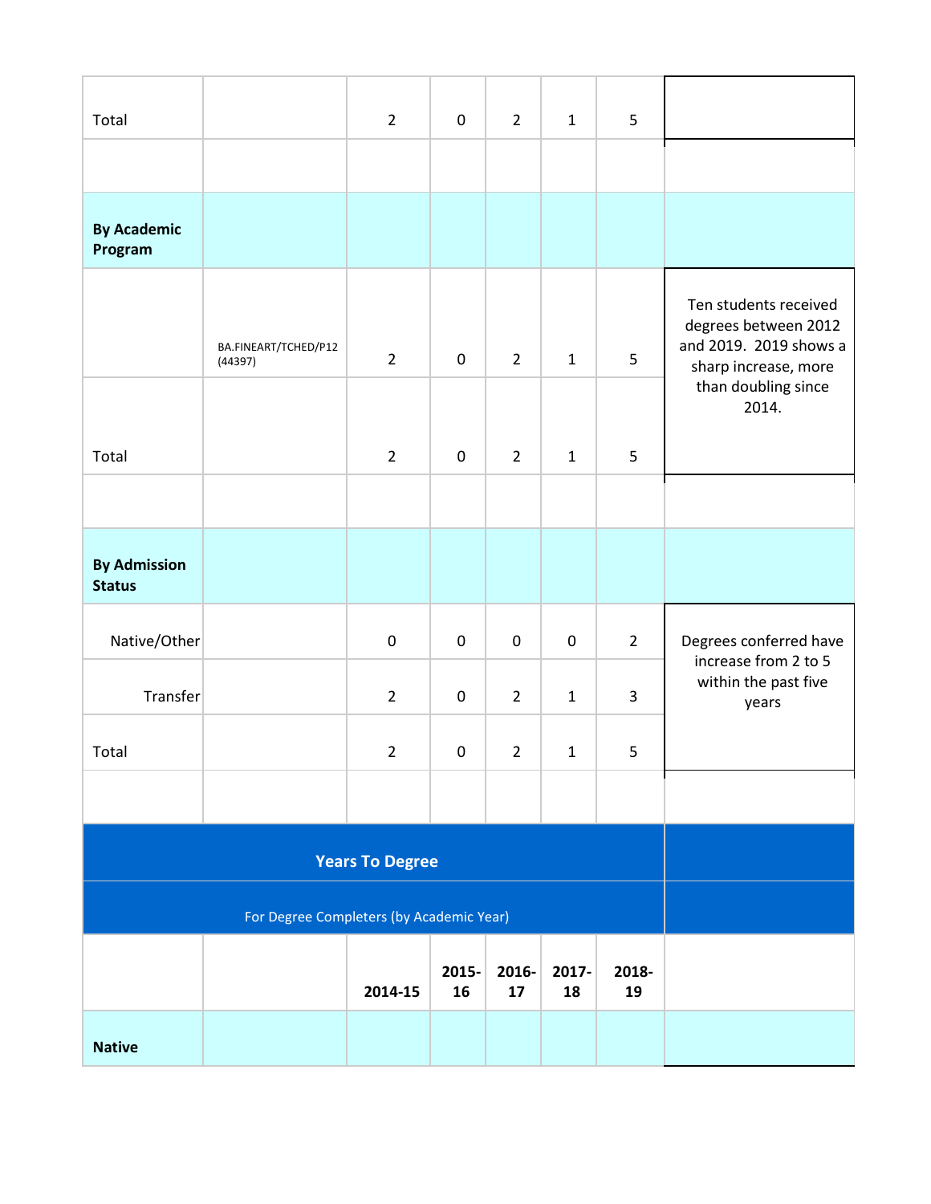| | | | | | | | |
|---|---|---|---|---|---|---|---|
| Total | | 2 | 0 | 2 | 1 | 5 | |
| | | | | | | | |
| **By Academic Program** | | | | | | | |
| | BA.FINEART/TCHED/P12 (44397) | 2 | 0 | 2 | 1 | 5 | Ten students received degrees between 2012 and 2019. 2019 shows a sharp increase, more than doubling since 2014. |
| Total | | 2 | 0 | 2 | 1 | 5 | |
| | | | | | | | |
| **By Admission Status** | | | | | | | |
| Native/Other | | 0 | 0 | 0 | 0 | 2 | Degrees conferred have increase from 2 to 5 within the past five years |
| Transfer | | 2 | 0 | 2 | 1 | 3 | |
| Total | | 2 | 0 | 2 | 1 | 5 | |

**Years To Degree**

For Degree Completers (by Academic Year)

| | | 2014-15 | 2015-16 | 2016-17 | 2017-18 | 2018-19 | |
|---|---|---|---|---|---|---|---|
| **Native** | | | | | | | |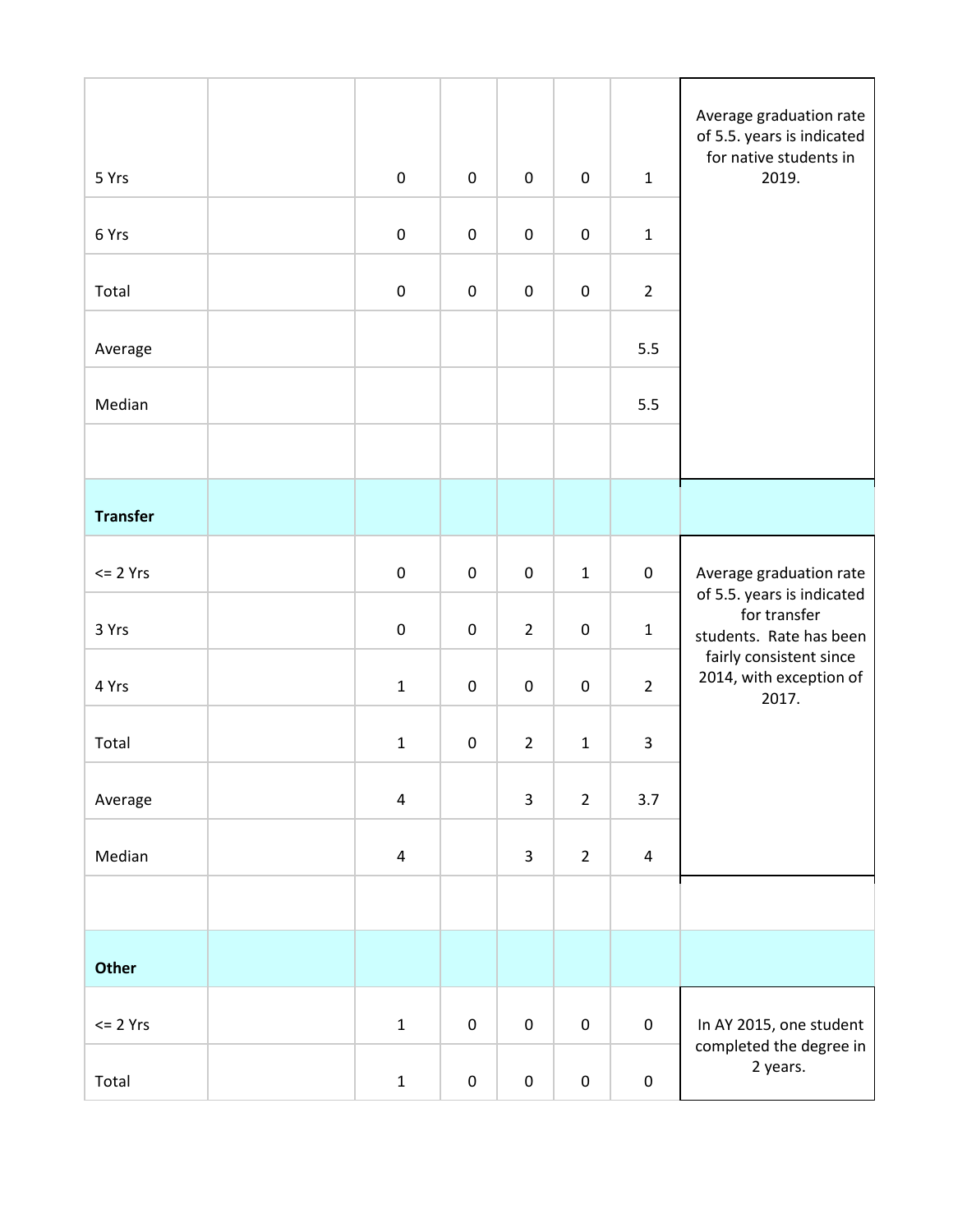| | | | | | | | |
|---|---|---|---|---|---|---|---|
| 5 Yrs | | 0 | 0 | 0 | 0 | 1 | Average graduation rate of 5.5. years is indicated for native students in 2019. |
| 6 Yrs | | 0 | 0 | 0 | 0 | 1 | |
| Total | | 0 | 0 | 0 | 0 | 2 | |
| Average | | | | | | 5.5 | |
| Median | | | | | | 5.5 | |
| | | | | | | | |
| **Transfer** | | | | | | | |
| <= 2 Yrs | | 0 | 0 | 0 | 1 | 0 | Average graduation rate of 5.5. years is indicated for transfer students. Rate has been fairly consistent since 2014, with exception of 2017. |
| 3 Yrs | | 0 | 0 | 2 | 0 | 1 | |
| 4 Yrs | | 1 | 0 | 0 | 0 | 2 | |
| Total | | 1 | 0 | 2 | 1 | 3 | |
| Average | | 4 | | 3 | 2 | 3.7 | |
| Median | | 4 | | 3 | 2 | 4 | |
| | | | | | | | |
| **Other** | | | | | | | |
| <= 2 Yrs | | 1 | 0 | 0 | 0 | 0 | In AY 2015, one student completed the degree in 2 years. |
| Total | | 1 | 0 | 0 | 0 | 0 | |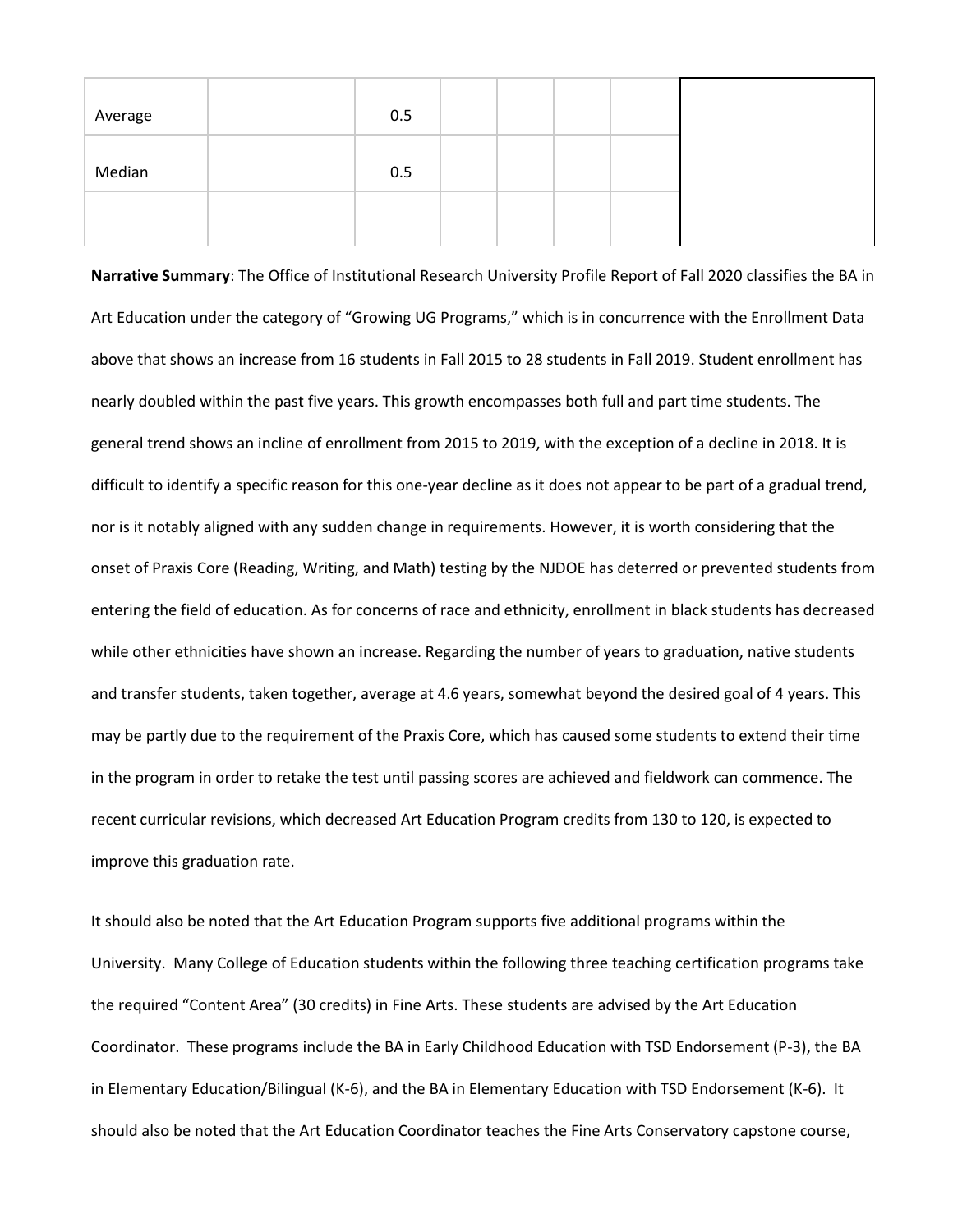| | | | | | | | |
|---|---|---|---|---|---|---|---|
| Average | | 0.5 | | | | | |
| Median | | 0.5 | | | | | |
| | | | | | | | |

**Narrative Summary**: The Office of Institutional Research University Profile Report of Fall 2020 classifies the BA in Art Education under the category of "Growing UG Programs," which is in concurrence with the Enrollment Data above that shows an increase from 16 students in Fall 2015 to 28 students in Fall 2019. Student enrollment has nearly doubled within the past five years. This growth encompasses both full and part time students. The general trend shows an incline of enrollment from 2015 to 2019, with the exception of a decline in 2018. It is difficult to identify a specific reason for this one-year decline as it does not appear to be part of a gradual trend, nor is it notably aligned with any sudden change in requirements. However, it is worth considering that the onset of Praxis Core (Reading, Writing, and Math) testing by the NJDOE has deterred or prevented students from entering the field of education. As for concerns of race and ethnicity, enrollment in black students has decreased while other ethnicities have shown an increase. Regarding the number of years to graduation, native students and transfer students, taken together, average at 4.6 years, somewhat beyond the desired goal of 4 years. This may be partly due to the requirement of the Praxis Core, which has caused some students to extend their time in the program in order to retake the test until passing scores are achieved and fieldwork can commence. The recent curricular revisions, which decreased Art Education Program credits from 130 to 120, is expected to improve this graduation rate.

It should also be noted that the Art Education Program supports five additional programs within the University. Many College of Education students within the following three teaching certification programs take the required "Content Area" (30 credits) in Fine Arts. These students are advised by the Art Education Coordinator. These programs include the BA in Early Childhood Education with TSD Endorsement (P-3), the BA in Elementary Education/Bilingual (K-6), and the BA in Elementary Education with TSD Endorsement (K-6). It should also be noted that the Art Education Coordinator teaches the Fine Arts Conservatory capstone course,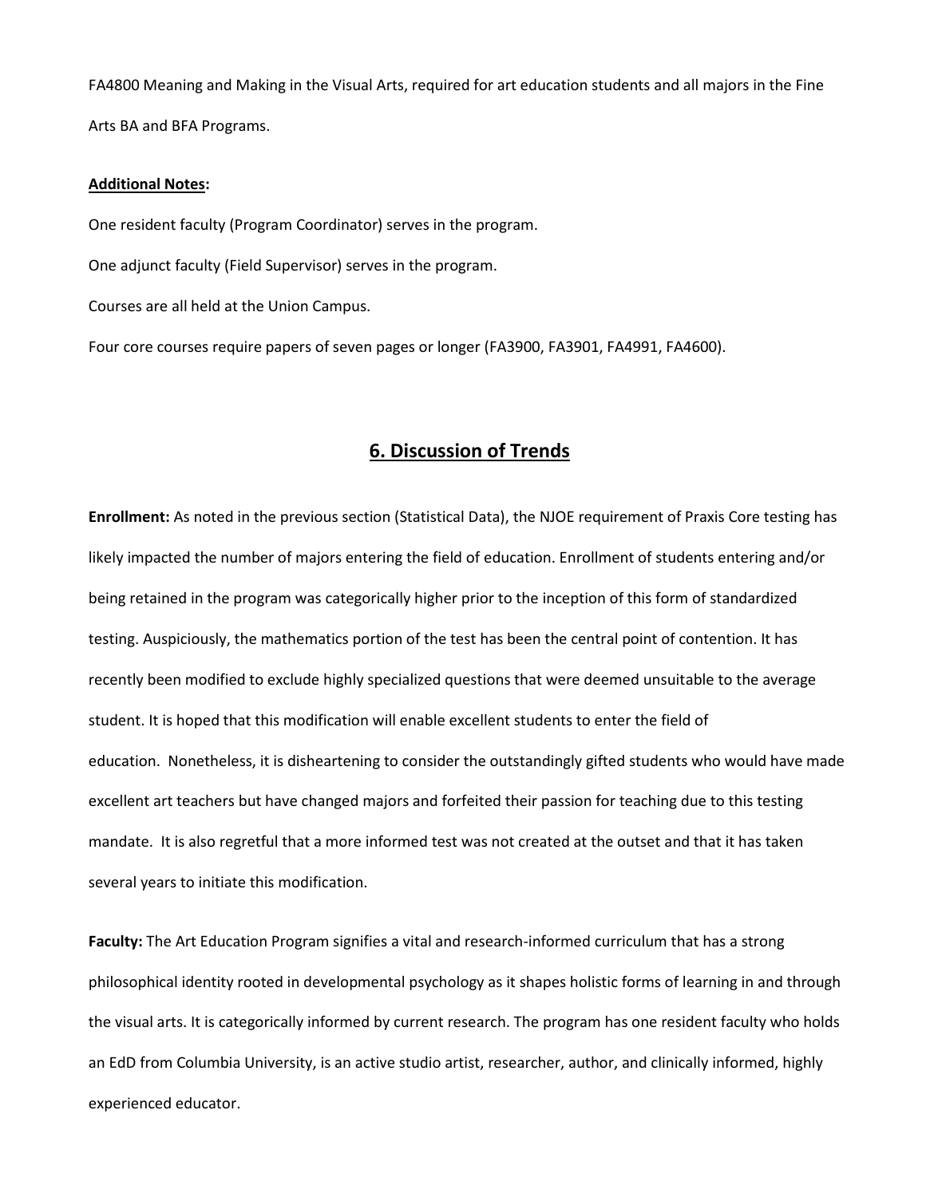FA4800 Meaning and Making in the Visual Arts, required for art education students and all majors in the Fine Arts BA and BFA Programs.

**Additional Notes:**

One resident faculty (Program Coordinator) serves in the program.

One adjunct faculty (Field Supervisor) serves in the program.

Courses are all held at the Union Campus.

Four core courses require papers of seven pages or longer (FA3900, FA3901, FA4991, FA4600).

## 6. Discussion of Trends

**Enrollment:** As noted in the previous section (Statistical Data), the NJOE requirement of Praxis Core testing has likely impacted the number of majors entering the field of education. Enrollment of students entering and/or being retained in the program was categorically higher prior to the inception of this form of standardized testing. Auspiciously, the mathematics portion of the test has been the central point of contention. It has recently been modified to exclude highly specialized questions that were deemed unsuitable to the average student. It is hoped that this modification will enable excellent students to enter the field of education. Nonetheless, it is disheartening to consider the outstandingly gifted students who would have made excellent art teachers but have changed majors and forfeited their passion for teaching due to this testing mandate. It is also regretful that a more informed test was not created at the outset and that it has taken several years to initiate this modification.

**Faculty:** The Art Education Program signifies a vital and research-informed curriculum that has a strong philosophical identity rooted in developmental psychology as it shapes holistic forms of learning in and through the visual arts. It is categorically informed by current research. The program has one resident faculty who holds an EdD from Columbia University, is an active studio artist, researcher, author, and clinically informed, highly experienced educator.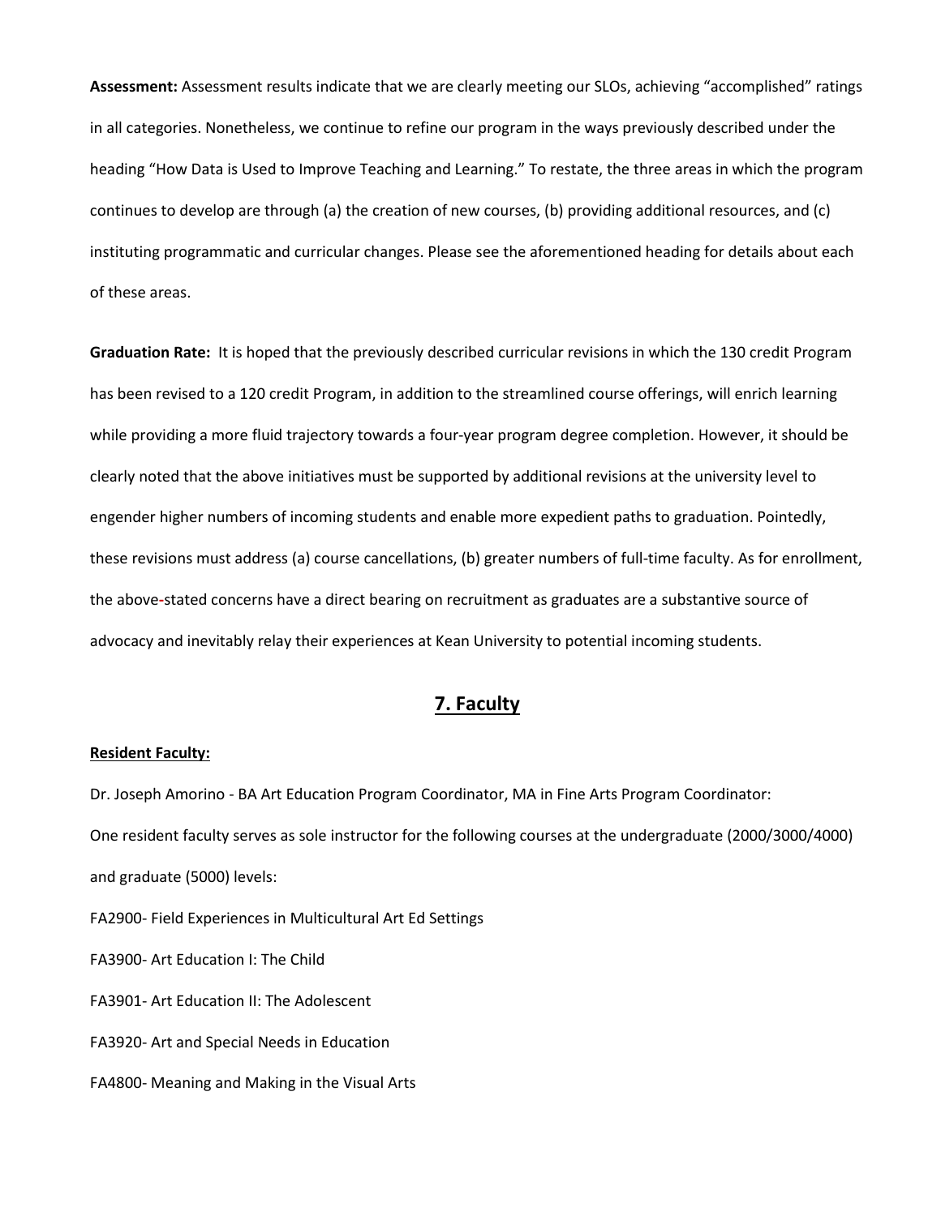**Assessment:** Assessment results indicate that we are clearly meeting our SLOs, achieving "accomplished" ratings in all categories. Nonetheless, we continue to refine our program in the ways previously described under the heading "How Data is Used to Improve Teaching and Learning." To restate, the three areas in which the program continues to develop are through (a) the creation of new courses, (b) providing additional resources, and (c) instituting programmatic and curricular changes. Please see the aforementioned heading for details about each of these areas.

**Graduation Rate:** It is hoped that the previously described curricular revisions in which the 130 credit Program has been revised to a 120 credit Program, in addition to the streamlined course offerings, will enrich learning while providing a more fluid trajectory towards a four-year program degree completion. However, it should be clearly noted that the above initiatives must be supported by additional revisions at the university level to engender higher numbers of incoming students and enable more expedient paths to graduation. Pointedly, these revisions must address (a) course cancellations, (b) greater numbers of full-time faculty. As for enrollment, the above-stated concerns have a direct bearing on recruitment as graduates are a substantive source of advocacy and inevitably relay their experiences at Kean University to potential incoming students.

## 7. Faculty

**Resident Faculty:**

Dr. Joseph Amorino - BA Art Education Program Coordinator, MA in Fine Arts Program Coordinator:

One resident faculty serves as sole instructor for the following courses at the undergraduate (2000/3000/4000) and graduate (5000) levels:

FA2900- Field Experiences in Multicultural Art Ed Settings

FA3900- Art Education I: The Child

FA3901- Art Education II: The Adolescent

FA3920- Art and Special Needs in Education

FA4800- Meaning and Making in the Visual Arts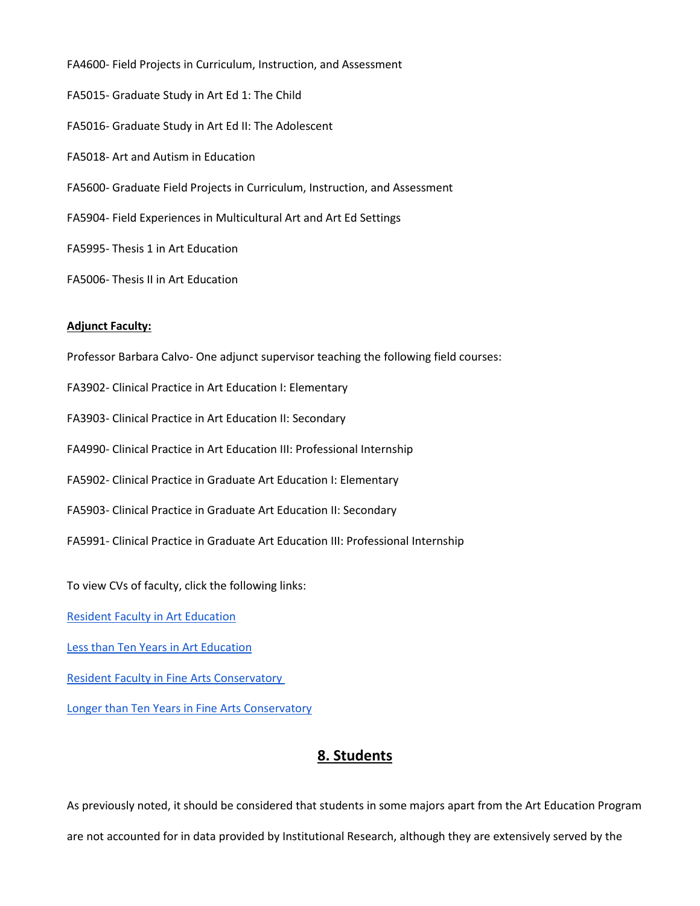FA4600- Field Projects in Curriculum, Instruction, and Assessment

FA5015- Graduate Study in Art Ed 1: The Child

FA5016- Graduate Study in Art Ed II: The Adolescent

FA5018- Art and Autism in Education

FA5600- Graduate Field Projects in Curriculum, Instruction, and Assessment

FA5904- Field Experiences in Multicultural Art and Art Ed Settings

FA5995- Thesis 1 in Art Education

FA5006- Thesis II in Art Education

**Adjunct Faculty:**

Professor Barbara Calvo- One adjunct supervisor teaching the following field courses:

FA3902- Clinical Practice in Art Education I: Elementary

FA3903- Clinical Practice in Art Education II: Secondary

FA4990- Clinical Practice in Art Education III: Professional Internship

FA5902- Clinical Practice in Graduate Art Education I: Elementary

FA5903- Clinical Practice in Graduate Art Education II: Secondary

FA5991- Clinical Practice in Graduate Art Education III: Professional Internship

To view CVs of faculty, click the following links:

Resident Faculty in Art Education

Less than Ten Years in Art Education

Resident Faculty in Fine Arts Conservatory

Longer than Ten Years in Fine Arts Conservatory

## 8. Students

As previously noted, it should be considered that students in some majors apart from the Art Education Program are not accounted for in data provided by Institutional Research, although they are extensively served by the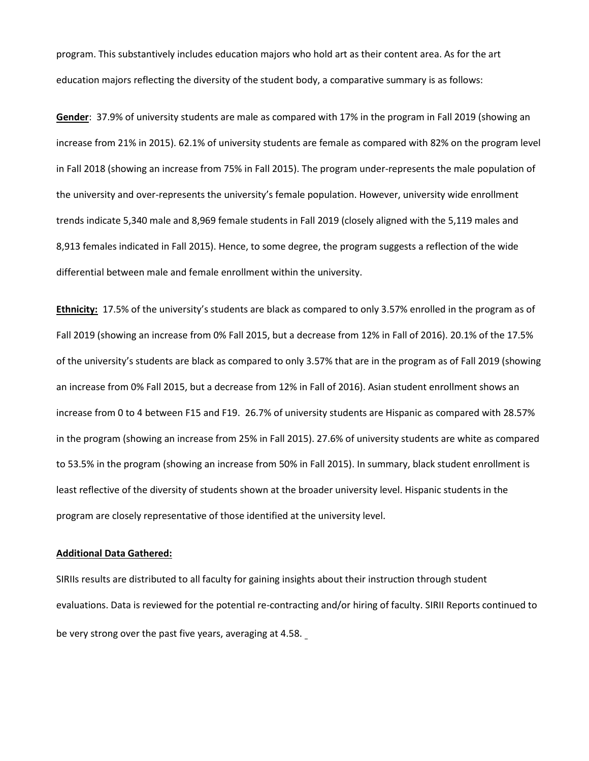program. This substantively includes education majors who hold art as their content area. As for the art education majors reflecting the diversity of the student body, a comparative summary is as follows:

**Gender**: 37.9% of university students are male as compared with 17% in the program in Fall 2019 (showing an increase from 21% in 2015). 62.1% of university students are female as compared with 82% on the program level in Fall 2018 (showing an increase from 75% in Fall 2015). The program under-represents the male population of the university and over-represents the university's female population. However, university wide enrollment trends indicate 5,340 male and 8,969 female students in Fall 2019 (closely aligned with the 5,119 males and 8,913 females indicated in Fall 2015). Hence, to some degree, the program suggests a reflection of the wide differential between male and female enrollment within the university.

**Ethnicity:** 17.5% of the university's students are black as compared to only 3.57% enrolled in the program as of Fall 2019 (showing an increase from 0% Fall 2015, but a decrease from 12% in Fall of 2016). 20.1% of the 17.5% of the university's students are black as compared to only 3.57% that are in the program as of Fall 2019 (showing an increase from 0% Fall 2015, but a decrease from 12% in Fall of 2016). Asian student enrollment shows an increase from 0 to 4 between F15 and F19. 26.7% of university students are Hispanic as compared with 28.57% in the program (showing an increase from 25% in Fall 2015). 27.6% of university students are white as compared to 53.5% in the program (showing an increase from 50% in Fall 2015). In summary, black student enrollment is least reflective of the diversity of students shown at the broader university level. Hispanic students in the program are closely representative of those identified at the university level.

**Additional Data Gathered:**

SIRIIs results are distributed to all faculty for gaining insights about their instruction through student evaluations. Data is reviewed for the potential re-contracting and/or hiring of faculty. SIRII Reports continued to be very strong over the past five years, averaging at 4.58.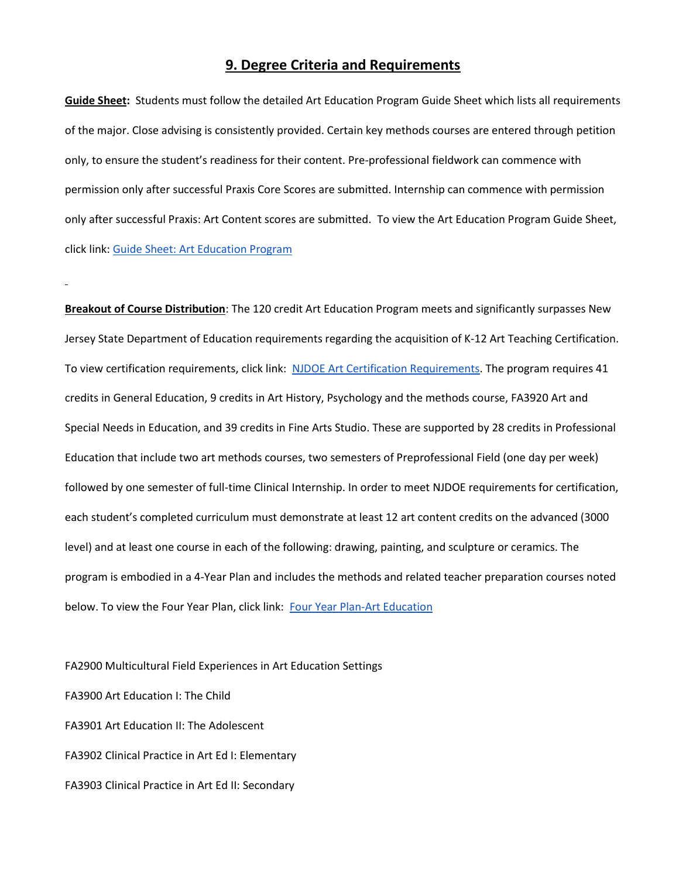## 9. Degree Criteria and Requirements

**Guide Sheet:** Students must follow the detailed Art Education Program Guide Sheet which lists all requirements of the major. Close advising is consistently provided. Certain key methods courses are entered through petition only, to ensure the student's readiness for their content. Pre-professional fieldwork can commence with permission only after successful Praxis Core Scores are submitted. Internship can commence with permission only after successful Praxis: Art Content scores are submitted. To view the Art Education Program Guide Sheet, click link: Guide Sheet: Art Education Program

**Breakout of Course Distribution**: The 120 credit Art Education Program meets and significantly surpasses New Jersey State Department of Education requirements regarding the acquisition of K-12 Art Teaching Certification. To view certification requirements, click link: NJDOE Art Certification Requirements. The program requires 41 credits in General Education, 9 credits in Art History, Psychology and the methods course, FA3920 Art and Special Needs in Education, and 39 credits in Fine Arts Studio. These are supported by 28 credits in Professional Education that include two art methods courses, two semesters of Preprofessional Field (one day per week) followed by one semester of full-time Clinical Internship. In order to meet NJDOE requirements for certification, each student's completed curriculum must demonstrate at least 12 art content credits on the advanced (3000 level) and at least one course in each of the following: drawing, painting, and sculpture or ceramics. The program is embodied in a 4-Year Plan and includes the methods and related teacher preparation courses noted below. To view the Four Year Plan, click link: Four Year Plan-Art Education

FA2900 Multicultural Field Experiences in Art Education Settings

FA3900 Art Education I: The Child

FA3901 Art Education II: The Adolescent

FA3902 Clinical Practice in Art Ed I: Elementary

FA3903 Clinical Practice in Art Ed II: Secondary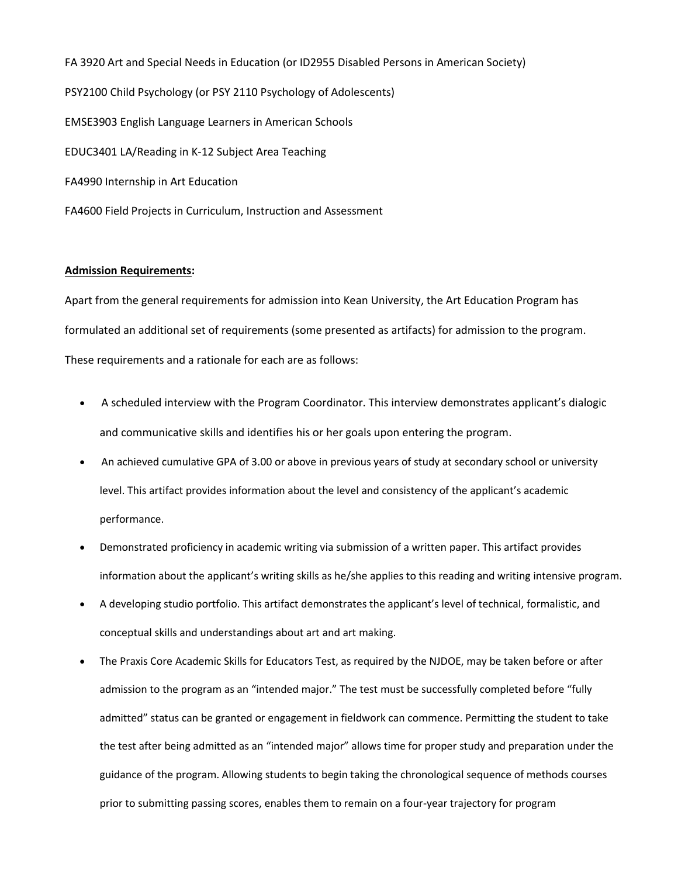FA 3920 Art and Special Needs in Education (or ID2955 Disabled Persons in American Society)

PSY2100 Child Psychology (or PSY 2110 Psychology of Adolescents)

EMSE3903 English Language Learners in American Schools

EDUC3401 LA/Reading in K-12 Subject Area Teaching

FA4990 Internship in Art Education

FA4600 Field Projects in Curriculum, Instruction and Assessment

**Admission Requirements:**

Apart from the general requirements for admission into Kean University, the Art Education Program has formulated an additional set of requirements (some presented as artifacts) for admission to the program. These requirements and a rationale for each are as follows:

- A scheduled interview with the Program Coordinator. This interview demonstrates applicant's dialogic and communicative skills and identifies his or her goals upon entering the program.
- An achieved cumulative GPA of 3.00 or above in previous years of study at secondary school or university level. This artifact provides information about the level and consistency of the applicant's academic performance.
- Demonstrated proficiency in academic writing via submission of a written paper. This artifact provides information about the applicant's writing skills as he/she applies to this reading and writing intensive program.
- A developing studio portfolio. This artifact demonstrates the applicant's level of technical, formalistic, and conceptual skills and understandings about art and art making.
- The Praxis Core Academic Skills for Educators Test, as required by the NJDOE, may be taken before or after admission to the program as an "intended major." The test must be successfully completed before "fully admitted" status can be granted or engagement in fieldwork can commence. Permitting the student to take the test after being admitted as an "intended major" allows time for proper study and preparation under the guidance of the program. Allowing students to begin taking the chronological sequence of methods courses prior to submitting passing scores, enables them to remain on a four-year trajectory for program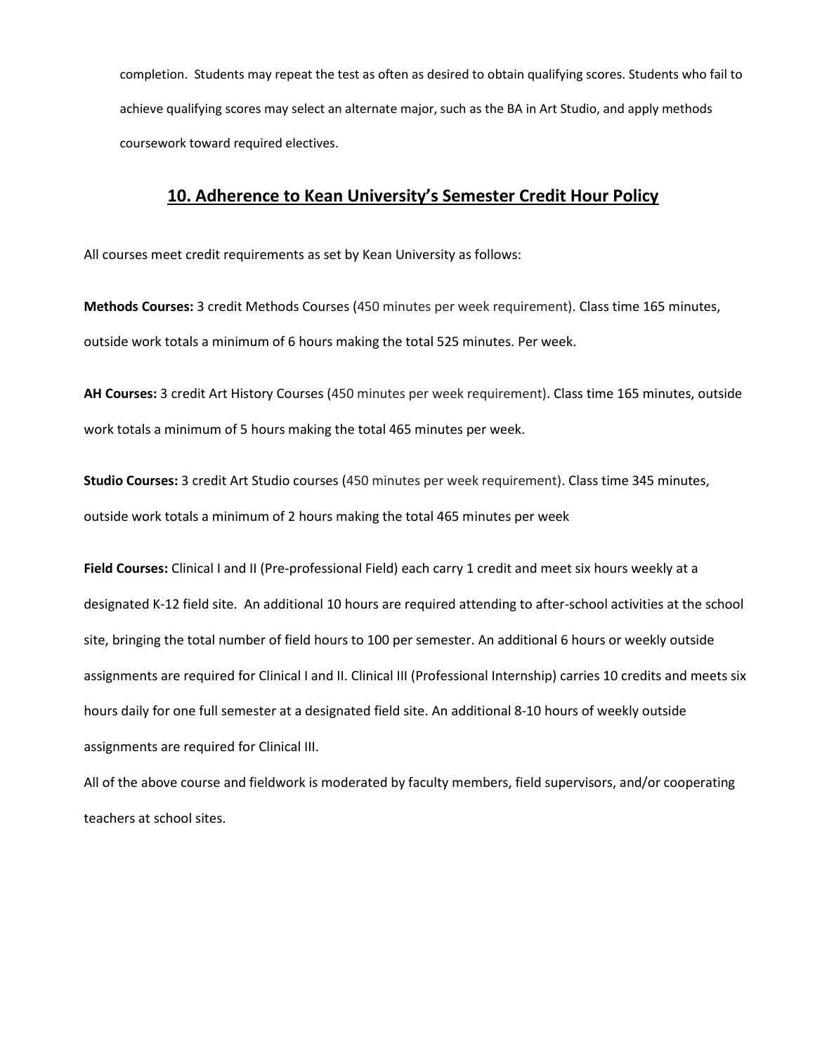completion. Students may repeat the test as often as desired to obtain qualifying scores. Students who fail to achieve qualifying scores may select an alternate major, such as the BA in Art Studio, and apply methods coursework toward required electives.

## 10. Adherence to Kean University's Semester Credit Hour Policy

All courses meet credit requirements as set by Kean University as follows:

**Methods Courses:** 3 credit Methods Courses (450 minutes per week requirement). Class time 165 minutes, outside work totals a minimum of 6 hours making the total 525 minutes. Per week.

**AH Courses:** 3 credit Art History Courses (450 minutes per week requirement). Class time 165 minutes, outside work totals a minimum of 5 hours making the total 465 minutes per week.

**Studio Courses:** 3 credit Art Studio courses (450 minutes per week requirement). Class time 345 minutes, outside work totals a minimum of 2 hours making the total 465 minutes per week

**Field Courses:** Clinical I and II (Pre-professional Field) each carry 1 credit and meet six hours weekly at a designated K-12 field site. An additional 10 hours are required attending to after-school activities at the school site, bringing the total number of field hours to 100 per semester. An additional 6 hours or weekly outside assignments are required for Clinical I and II. Clinical III (Professional Internship) carries 10 credits and meets six hours daily for one full semester at a designated field site. An additional 8-10 hours of weekly outside assignments are required for Clinical III.

All of the above course and fieldwork is moderated by faculty members, field supervisors, and/or cooperating teachers at school sites.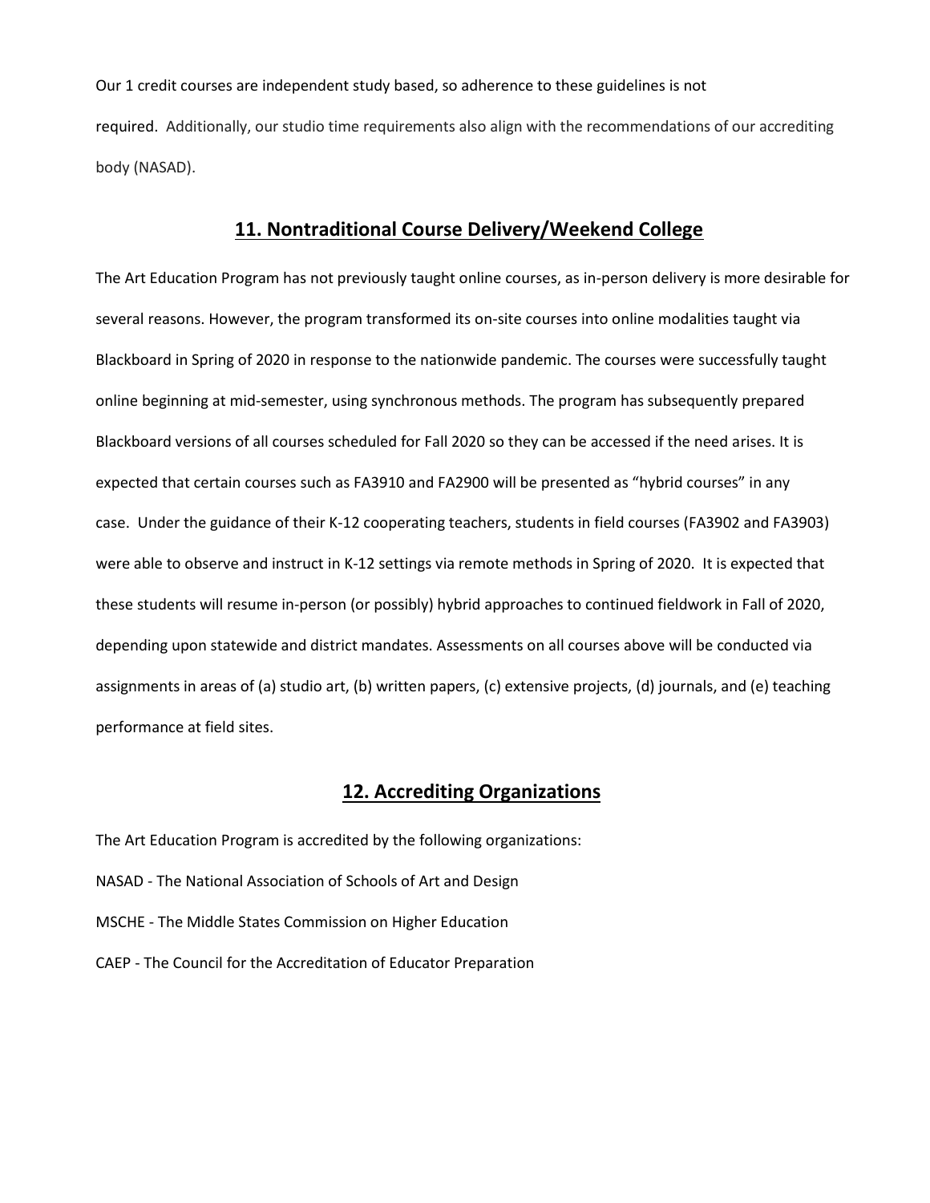Our 1 credit courses are independent study based, so adherence to these guidelines is not required. Additionally, our studio time requirements also align with the recommendations of our accrediting body (NASAD).

## 11. Nontraditional Course Delivery/Weekend College

The Art Education Program has not previously taught online courses, as in-person delivery is more desirable for several reasons. However, the program transformed its on-site courses into online modalities taught via Blackboard in Spring of 2020 in response to the nationwide pandemic. The courses were successfully taught online beginning at mid-semester, using synchronous methods. The program has subsequently prepared Blackboard versions of all courses scheduled for Fall 2020 so they can be accessed if the need arises. It is expected that certain courses such as FA3910 and FA2900 will be presented as "hybrid courses" in any case. Under the guidance of their K-12 cooperating teachers, students in field courses (FA3902 and FA3903) were able to observe and instruct in K-12 settings via remote methods in Spring of 2020. It is expected that these students will resume in-person (or possibly) hybrid approaches to continued fieldwork in Fall of 2020, depending upon statewide and district mandates. Assessments on all courses above will be conducted via assignments in areas of (a) studio art, (b) written papers, (c) extensive projects, (d) journals, and (e) teaching performance at field sites.

## 12. Accrediting Organizations

The Art Education Program is accredited by the following organizations:

NASAD - The National Association of Schools of Art and Design

MSCHE - The Middle States Commission on Higher Education

CAEP - The Council for the Accreditation of Educator Preparation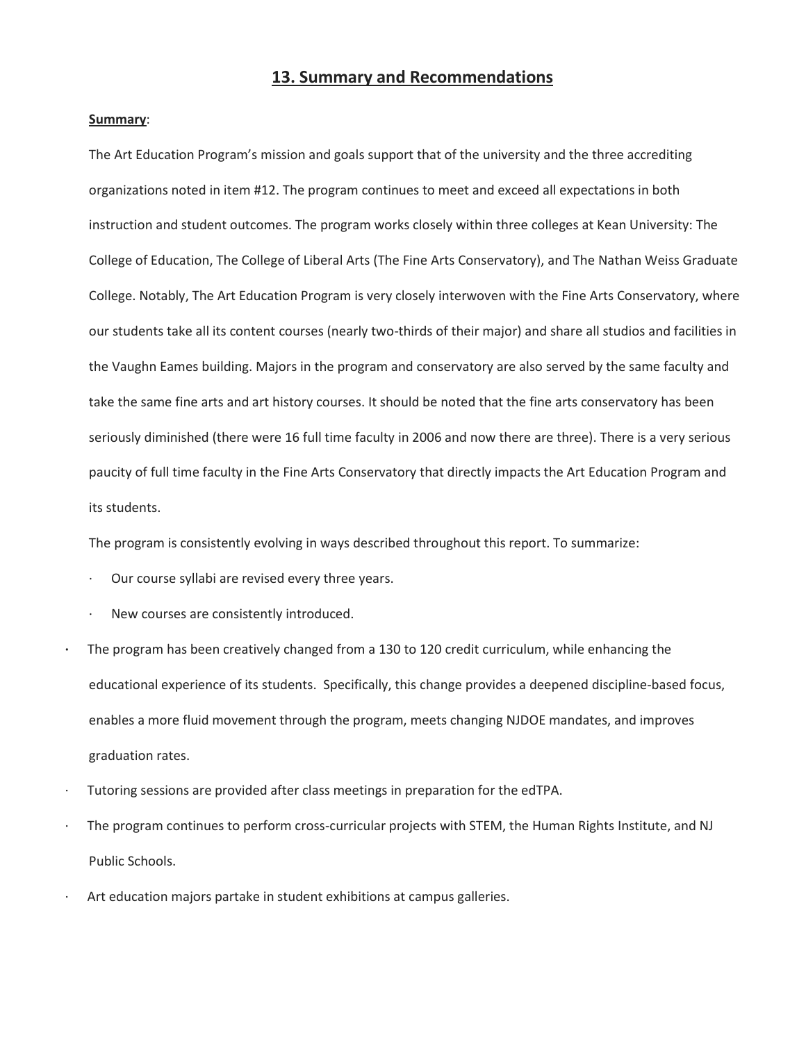## 13. Summary and Recommendations

**Summary**:

The Art Education Program's mission and goals support that of the university and the three accrediting organizations noted in item #12. The program continues to meet and exceed all expectations in both instruction and student outcomes. The program works closely within three colleges at Kean University: The College of Education, The College of Liberal Arts (The Fine Arts Conservatory), and The Nathan Weiss Graduate College. Notably, The Art Education Program is very closely interwoven with the Fine Arts Conservatory, where our students take all its content courses (nearly two-thirds of their major) and share all studios and facilities in the Vaughn Eames building. Majors in the program and conservatory are also served by the same faculty and take the same fine arts and art history courses. It should be noted that the fine arts conservatory has been seriously diminished (there were 16 full time faculty in 2006 and now there are three). There is a very serious paucity of full time faculty in the Fine Arts Conservatory that directly impacts the Art Education Program and its students.

The program is consistently evolving in ways described throughout this report. To summarize:

- Our course syllabi are revised every three years.
- New courses are consistently introduced.
- The program has been creatively changed from a 130 to 120 credit curriculum, while enhancing the educational experience of its students. Specifically, this change provides a deepened discipline-based focus, enables a more fluid movement through the program, meets changing NJDOE mandates, and improves graduation rates.
- Tutoring sessions are provided after class meetings in preparation for the edTPA.
- The program continues to perform cross-curricular projects with STEM, the Human Rights Institute, and NJ Public Schools.
- Art education majors partake in student exhibitions at campus galleries.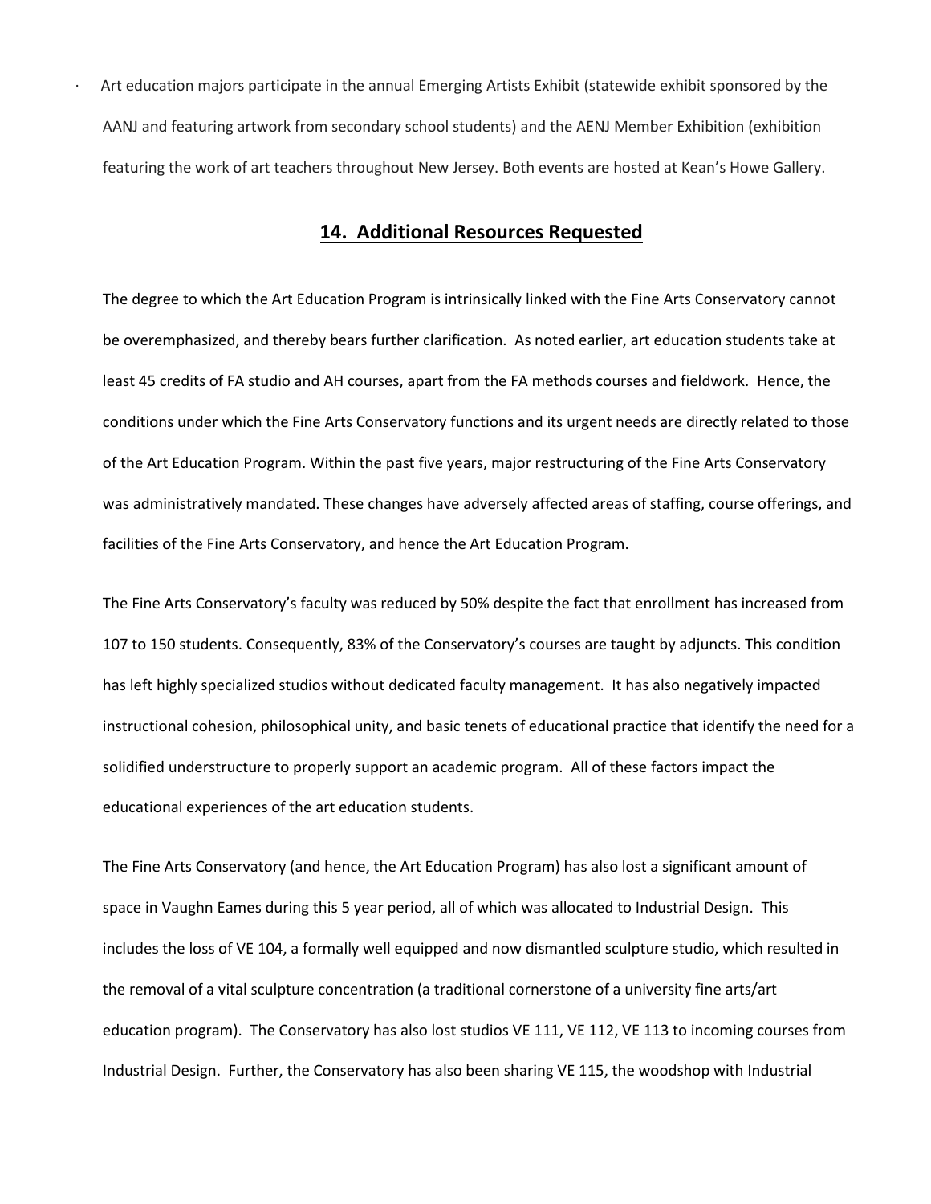- Art education majors participate in the annual Emerging Artists Exhibit (statewide exhibit sponsored by the AANJ and featuring artwork from secondary school students) and the AENJ Member Exhibition (exhibition featuring the work of art teachers throughout New Jersey. Both events are hosted at Kean's Howe Gallery.

## 14. Additional Resources Requested

The degree to which the Art Education Program is intrinsically linked with the Fine Arts Conservatory cannot be overemphasized, and thereby bears further clarification. As noted earlier, art education students take at least 45 credits of FA studio and AH courses, apart from the FA methods courses and fieldwork. Hence, the conditions under which the Fine Arts Conservatory functions and its urgent needs are directly related to those of the Art Education Program. Within the past five years, major restructuring of the Fine Arts Conservatory was administratively mandated. These changes have adversely affected areas of staffing, course offerings, and facilities of the Fine Arts Conservatory, and hence the Art Education Program.

The Fine Arts Conservatory's faculty was reduced by 50% despite the fact that enrollment has increased from 107 to 150 students. Consequently, 83% of the Conservatory's courses are taught by adjuncts. This condition has left highly specialized studios without dedicated faculty management. It has also negatively impacted instructional cohesion, philosophical unity, and basic tenets of educational practice that identify the need for a solidified understructure to properly support an academic program. All of these factors impact the educational experiences of the art education students.

The Fine Arts Conservatory (and hence, the Art Education Program) has also lost a significant amount of space in Vaughn Eames during this 5 year period, all of which was allocated to Industrial Design. This includes the loss of VE 104, a formally well equipped and now dismantled sculpture studio, which resulted in the removal of a vital sculpture concentration (a traditional cornerstone of a university fine arts/art education program). The Conservatory has also lost studios VE 111, VE 112, VE 113 to incoming courses from Industrial Design. Further, the Conservatory has also been sharing VE 115, the woodshop with Industrial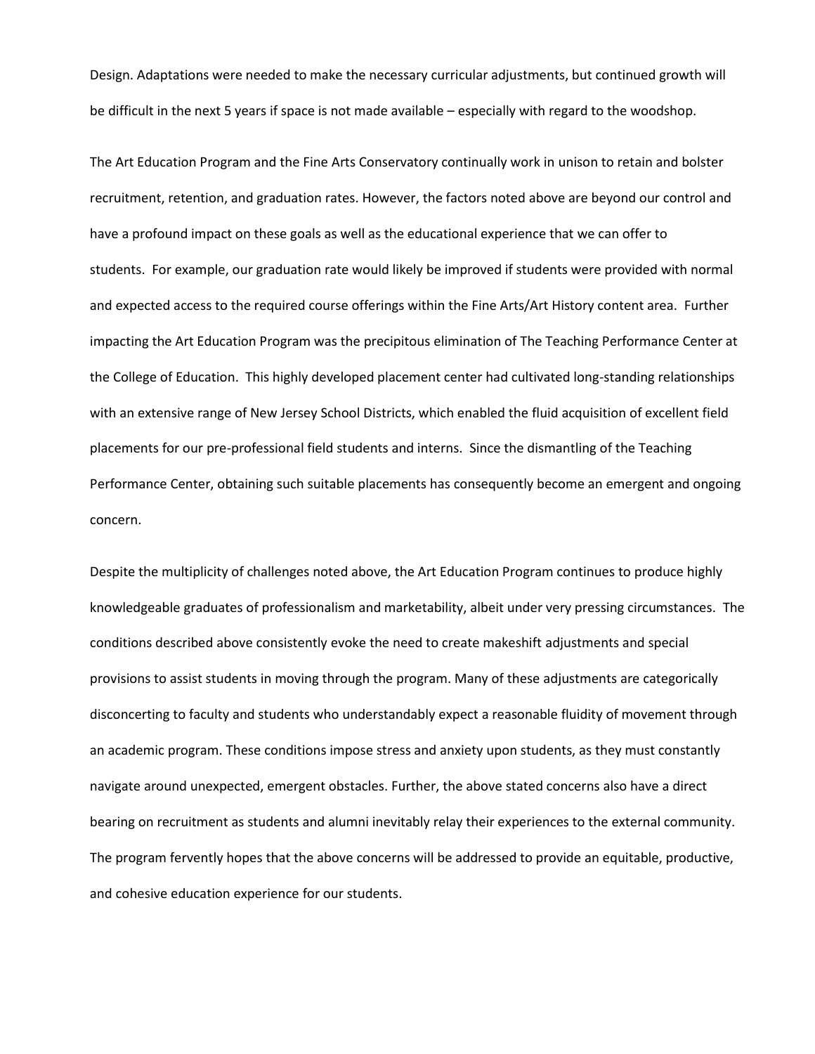Design. Adaptations were needed to make the necessary curricular adjustments, but continued growth will be difficult in the next 5 years if space is not made available – especially with regard to the woodshop.

The Art Education Program and the Fine Arts Conservatory continually work in unison to retain and bolster recruitment, retention, and graduation rates. However, the factors noted above are beyond our control and have a profound impact on these goals as well as the educational experience that we can offer to students. For example, our graduation rate would likely be improved if students were provided with normal and expected access to the required course offerings within the Fine Arts/Art History content area. Further impacting the Art Education Program was the precipitous elimination of The Teaching Performance Center at the College of Education. This highly developed placement center had cultivated long-standing relationships with an extensive range of New Jersey School Districts, which enabled the fluid acquisition of excellent field placements for our pre-professional field students and interns. Since the dismantling of the Teaching Performance Center, obtaining such suitable placements has consequently become an emergent and ongoing concern.

Despite the multiplicity of challenges noted above, the Art Education Program continues to produce highly knowledgeable graduates of professionalism and marketability, albeit under very pressing circumstances. The conditions described above consistently evoke the need to create makeshift adjustments and special provisions to assist students in moving through the program. Many of these adjustments are categorically disconcerting to faculty and students who understandably expect a reasonable fluidity of movement through an academic program. These conditions impose stress and anxiety upon students, as they must constantly navigate around unexpected, emergent obstacles. Further, the above stated concerns also have a direct bearing on recruitment as students and alumni inevitably relay their experiences to the external community. The program fervently hopes that the above concerns will be addressed to provide an equitable, productive, and cohesive education experience for our students.